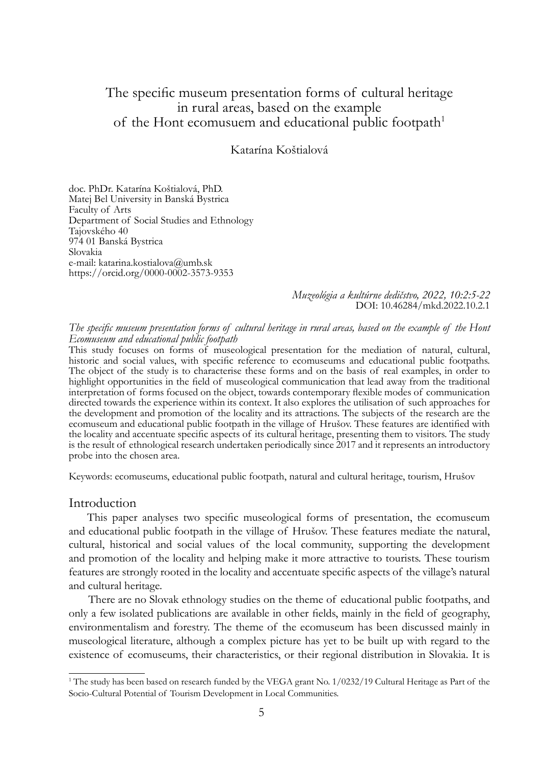# The specific museum presentation forms of cultural heritage in rural areas, based on the example of the Hont ecomusuem and educational public footpath[1]

Katarína Koštialová

doc. PhDr. Katarína Koštialová, PhD.
Matej Bel University in Banská Bystrica
Faculty of Arts
Department of Social Studies and Ethnology
Tajovského 40
974 01 Banská Bystrica
Slovakia
e-mail: katarina.kostialova@umb.sk
https://orcid.org/0000-0002-3573-9353

*Muzeológia a kultúrne dedičstvo, 2022, 10:2:5-22*
DOI: 10.46284/mkd.2022.10.2.1

*The specific museum presentation forms of cultural heritage in rural areas, based on the example of the Hont Ecomuseum and educational public footpath*

This study focuses on forms of museological presentation for the mediation of natural, cultural, historic and social values, with specific reference to ecomuseums and educational public footpaths. The object of the study is to characterise these forms and on the basis of real examples, in order to highlight opportunities in the field of museological communication that lead away from the traditional interpretation of forms focused on the object, towards contemporary flexible modes of communication directed towards the experience within its context. It also explores the utilisation of such approaches for the development and promotion of the locality and its attractions. The subjects of the research are the ecomuseum and educational public footpath in the village of Hrušov. These features are identified with the locality and accentuate specific aspects of its cultural heritage, presenting them to visitors. The study is the result of ethnological research undertaken periodically since 2017 and it represents an introductory probe into the chosen area.

Keywords: ecomuseums, educational public footpath, natural and cultural heritage, tourism, Hrušov

## Introduction

This paper analyses two specific museological forms of presentation, the ecomuseum and educational public footpath in the village of Hrušov. These features mediate the natural, cultural, historical and social values of the local community, supporting the development and promotion of the locality and helping make it more attractive to tourists. These tourism features are strongly rooted in the locality and accentuate specific aspects of the village's natural and cultural heritage.

There are no Slovak ethnology studies on the theme of educational public footpaths, and only a few isolated publications are available in other fields, mainly in the field of geography, environmentalism and forestry. The theme of the ecomuseum has been discussed mainly in museological literature, although a complex picture has yet to be built up with regard to the existence of ecomuseums, their characteristics, or their regional distribution in Slovakia. It is

[1] The study has been based on research funded by the VEGA grant No. 1/0232/19 Cultural Heritage as Part of the Socio-Cultural Potential of Tourism Development in Local Communities.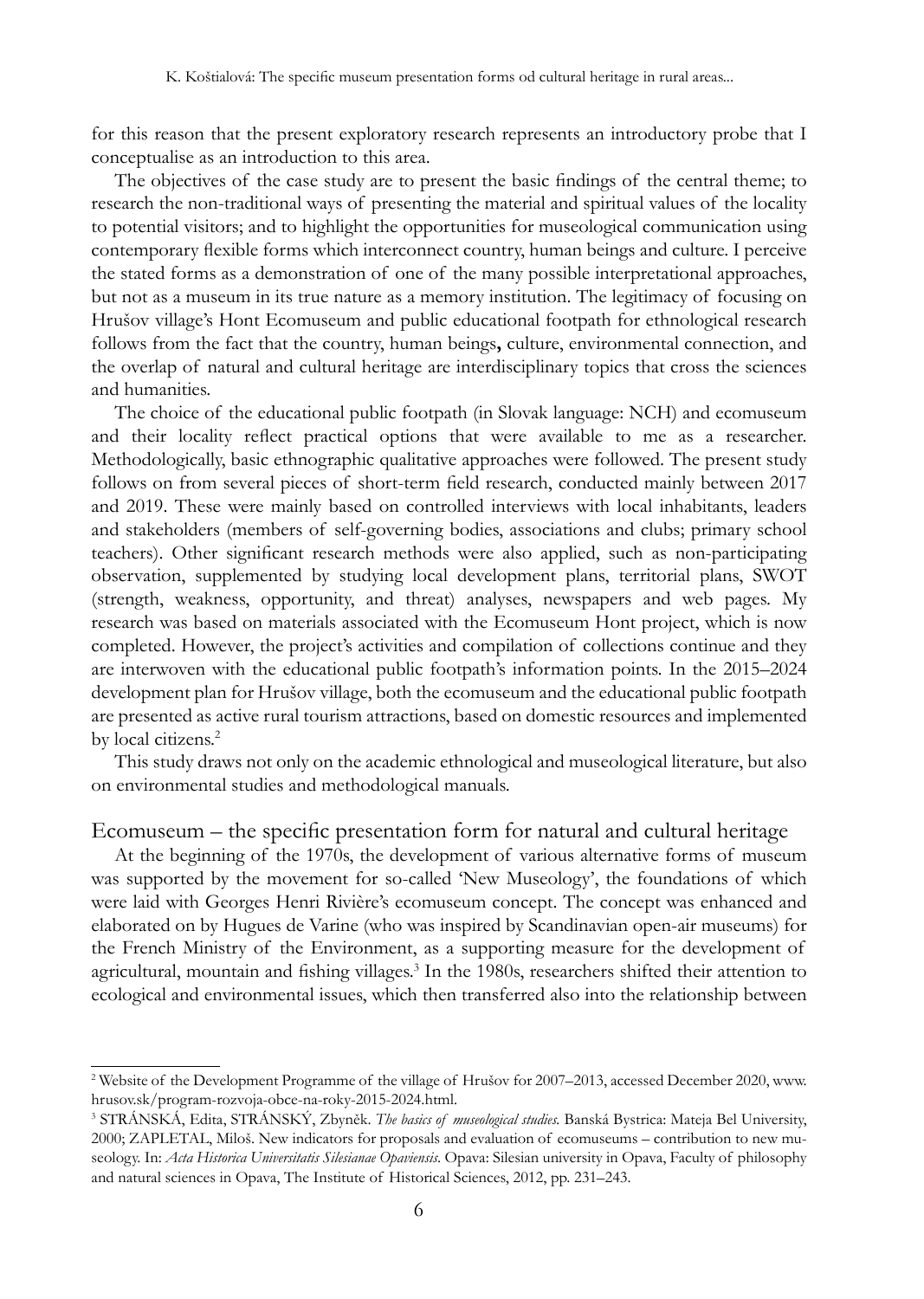for this reason that the present exploratory research represents an introductory probe that I conceptualise as an introduction to this area.

The objectives of the case study are to present the basic findings of the central theme; to research the non-traditional ways of presenting the material and spiritual values of the locality to potential visitors; and to highlight the opportunities for museological communication using contemporary flexible forms which interconnect country, human beings and culture. I perceive the stated forms as a demonstration of one of the many possible interpretational approaches, but not as a museum in its true nature as a memory institution. The legitimacy of focusing on Hrušov village's Hont Ecomuseum and public educational footpath for ethnological research follows from the fact that the country, human beings**,** culture, environmental connection, and the overlap of natural and cultural heritage are interdisciplinary topics that cross the sciences and humanities.

The choice of the educational public footpath (in Slovak language: NCH) and ecomuseum and their locality reflect practical options that were available to me as a researcher. Methodologically, basic ethnographic qualitative approaches were followed. The present study follows on from several pieces of short-term field research, conducted mainly between 2017 and 2019. These were mainly based on controlled interviews with local inhabitants, leaders and stakeholders (members of self-governing bodies, associations and clubs; primary school teachers). Other significant research methods were also applied, such as non-participating observation, supplemented by studying local development plans, territorial plans, SWOT (strength, weakness, opportunity, and threat) analyses, newspapers and web pages. My research was based on materials associated with the Ecomuseum Hont project, which is now completed. However, the project's activities and compilation of collections continue and they are interwoven with the educational public footpath's information points. In the 2015–2024 development plan for Hrušov village, both the ecomuseum and the educational public footpath are presented as active rural tourism attractions, based on domestic resources and implemented by local citizens.[2]

This study draws not only on the academic ethnological and museological literature, but also on environmental studies and methodological manuals.

## Ecomuseum – the specific presentation form for natural and cultural heritage

At the beginning of the 1970s, the development of various alternative forms of museum was supported by the movement for so-called 'New Museology', the foundations of which were laid with Georges Henri Rivière's ecomuseum concept. The concept was enhanced and elaborated on by Hugues de Varine (who was inspired by Scandinavian open-air museums) for the French Ministry of the Environment, as a supporting measure for the development of agricultural, mountain and fishing villages.[3] In the 1980s, researchers shifted their attention to ecological and environmental issues, which then transferred also into the relationship between

---

[2] Website of the Development Programme of the village of Hrušov for 2007–2013, accessed December 2020, www.hrusov.sk/program-rozvoja-obce-na-roky-2015-2024.html.

[3] STRÁNSKÁ, Edita, STRÁNSKÝ, Zbyněk. *The basics of museological studies.* Banská Bystrica: Mateja Bel University, 2000; ZAPLETAL, Miloš. New indicators for proposals and evaluation of ecomuseums – contribution to new museology. In: *Acta Historica Universitatis Silesianae Opaviensis.* Opava: Silesian university in Opava, Faculty of philosophy and natural sciences in Opava, The Institute of Historical Sciences, 2012, pp. 231–243.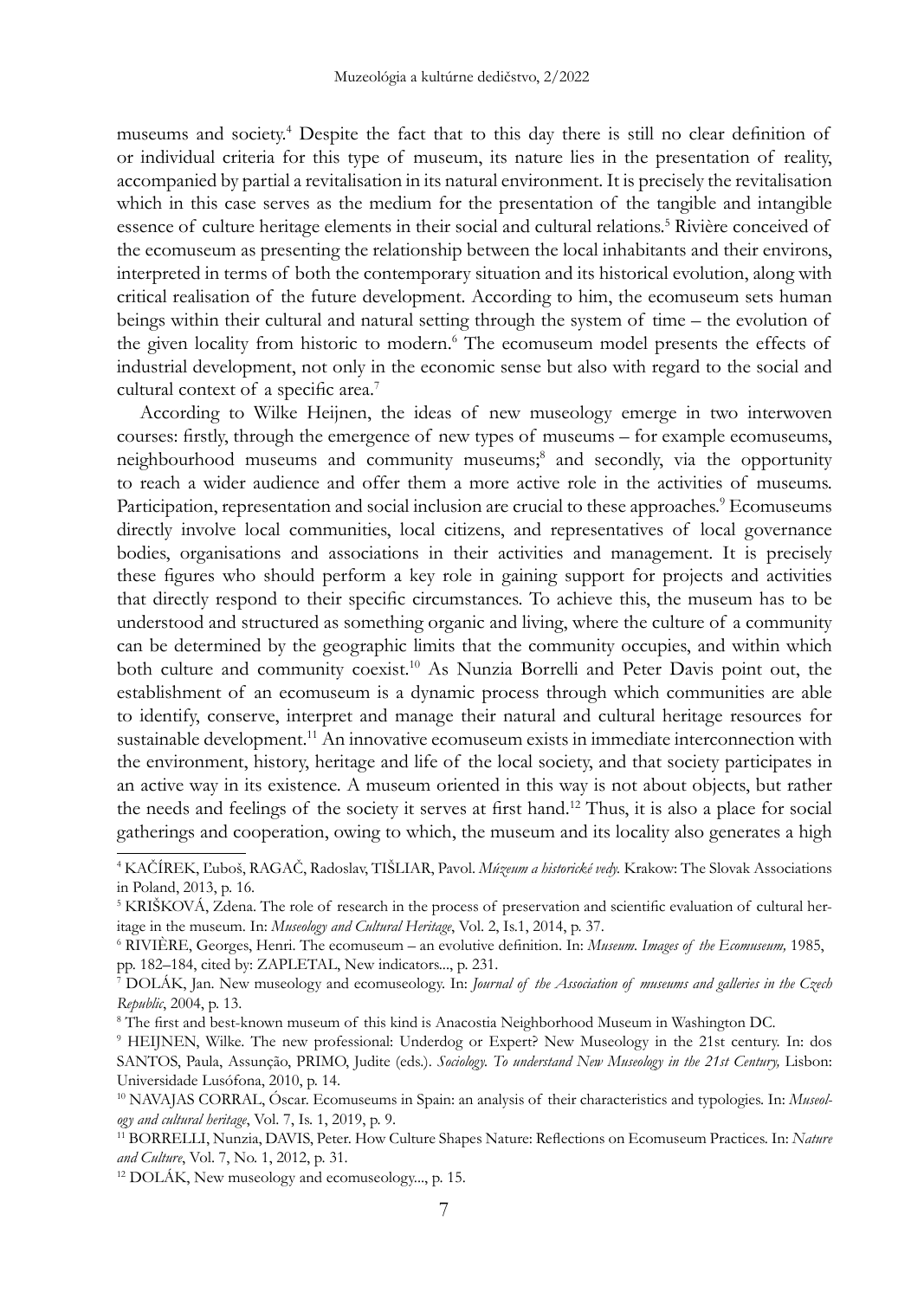museums and society.[4] Despite the fact that to this day there is still no clear definition of or individual criteria for this type of museum, its nature lies in the presentation of reality, accompanied by partial a revitalisation in its natural environment. It is precisely the revitalisation which in this case serves as the medium for the presentation of the tangible and intangible essence of culture heritage elements in their social and cultural relations.[5] Rivière conceived of the ecomuseum as presenting the relationship between the local inhabitants and their environs, interpreted in terms of both the contemporary situation and its historical evolution, along with critical realisation of the future development. According to him, the ecomuseum sets human beings within their cultural and natural setting through the system of time – the evolution of the given locality from historic to modern.[6] The ecomuseum model presents the effects of industrial development, not only in the economic sense but also with regard to the social and cultural context of a specific area.[7]

According to Wilke Heijnen, the ideas of new museology emerge in two interwoven courses: firstly, through the emergence of new types of museums – for example ecomuseums, neighbourhood museums and community museums;[8] and secondly, via the opportunity to reach a wider audience and offer them a more active role in the activities of museums. Participation, representation and social inclusion are crucial to these approaches.[9] Ecomuseums directly involve local communities, local citizens, and representatives of local governance bodies, organisations and associations in their activities and management. It is precisely these figures who should perform a key role in gaining support for projects and activities that directly respond to their specific circumstances. To achieve this, the museum has to be understood and structured as something organic and living, where the culture of a community can be determined by the geographic limits that the community occupies, and within which both culture and community coexist.[10] As Nunzia Borrelli and Peter Davis point out, the establishment of an ecomuseum is a dynamic process through which communities are able to identify, conserve, interpret and manage their natural and cultural heritage resources for sustainable development.[11] An innovative ecomuseum exists in immediate interconnection with the environment, history, heritage and life of the local society, and that society participates in an active way in its existence. A museum oriented in this way is not about objects, but rather the needs and feelings of the society it serves at first hand.[12] Thus, it is also a place for social gatherings and cooperation, owing to which, the museum and its locality also generates a high

---

[4] KAČÍREK, Ľuboš, RAGAČ, Radoslav, TIŠLIAR, Pavol. *Múzeum a historické vedy.* Krakow: The Slovak Associations in Poland, 2013, p. 16.

[5] KRIŠKOVÁ, Zdena. The role of research in the process of preservation and scientific evaluation of cultural heritage in the museum. In: *Museology and Cultural Heritage*, Vol. 2, Is.1, 2014, p. 37.

[6] RIVIÈRE, Georges, Henri. The ecomuseum – an evolutive definition. In: *Museum. Images of the Ecomuseum,* 1985, pp. 182–184, cited by: ZAPLETAL, New indicators..., p. 231.

[7] DOLÁK, Jan. New museology and ecomuseology. In: *Journal of the Association of museums and galleries in the Czech Republic*, 2004, p. 13.

[8] The first and best-known museum of this kind is Anacostia Neighborhood Museum in Washington DC.

[9] HEIJNEN, Wilke. The new professional: Underdog or Expert? New Museology in the 21st century. In: dos SANTOS, Paula, Assunção, PRIMO, Judite (eds.). *Sociology. To understand New Museology in the 21st Century,* Lisbon: Universidade Lusófona, 2010, p. 14.

[10] NAVAJAS CORRAL, Óscar. Ecomuseums in Spain: an analysis of their characteristics and typologies. In: *Museology and cultural heritage*, Vol. 7, Is. 1, 2019, p. 9.

[11] BORRELLI, Nunzia, DAVIS, Peter. How Culture Shapes Nature: Reflections on Ecomuseum Practices. In: *Nature and Culture*, Vol. 7, No. 1, 2012, p. 31.

[12] DOLÁK, New museology and ecomuseology..., p. 15.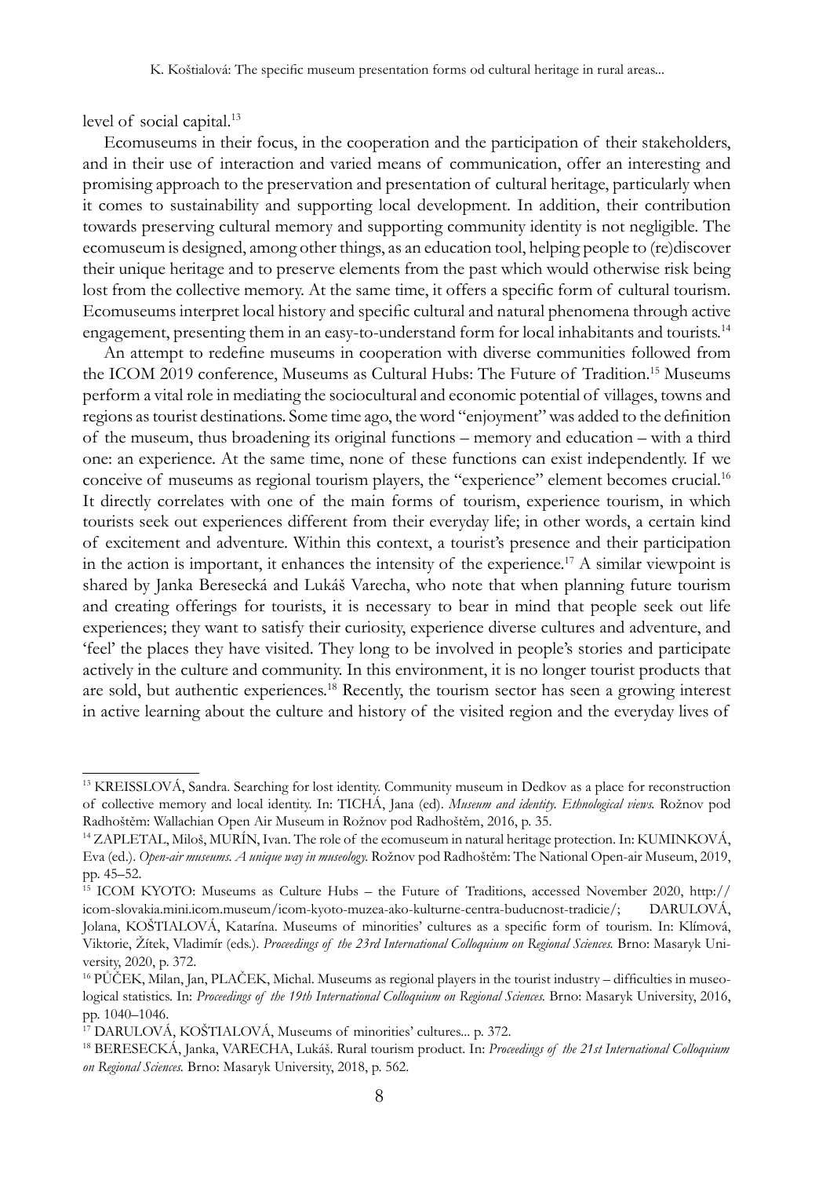level of social capital.[13]

Ecomuseums in their focus, in the cooperation and the participation of their stakeholders, and in their use of interaction and varied means of communication, offer an interesting and promising approach to the preservation and presentation of cultural heritage, particularly when it comes to sustainability and supporting local development. In addition, their contribution towards preserving cultural memory and supporting community identity is not negligible. The ecomuseum is designed, among other things, as an education tool, helping people to (re)discover their unique heritage and to preserve elements from the past which would otherwise risk being lost from the collective memory. At the same time, it offers a specific form of cultural tourism. Ecomuseums interpret local history and specific cultural and natural phenomena through active engagement, presenting them in an easy-to-understand form for local inhabitants and tourists.[14]

An attempt to redefine museums in cooperation with diverse communities followed from the ICOM 2019 conference, Museums as Cultural Hubs: The Future of Tradition.[15] Museums perform a vital role in mediating the sociocultural and economic potential of villages, towns and regions as tourist destinations. Some time ago, the word "enjoyment" was added to the definition of the museum, thus broadening its original functions – memory and education – with a third one: an experience. At the same time, none of these functions can exist independently. If we conceive of museums as regional tourism players, the "experience" element becomes crucial.[16] It directly correlates with one of the main forms of tourism, experience tourism, in which tourists seek out experiences different from their everyday life; in other words, a certain kind of excitement and adventure. Within this context, a tourist's presence and their participation in the action is important, it enhances the intensity of the experience.[17] A similar viewpoint is shared by Janka Beresecká and Lukáš Varecha, who note that when planning future tourism and creating offerings for tourists, it is necessary to bear in mind that people seek out life experiences; they want to satisfy their curiosity, experience diverse cultures and adventure, and 'feel' the places they have visited. They long to be involved in people's stories and participate actively in the culture and community. In this environment, it is no longer tourist products that are sold, but authentic experiences.[18] Recently, the tourism sector has seen a growing interest in active learning about the culture and history of the visited region and the everyday lives of

---

[13] KREISSLOVÁ, Sandra. Searching for lost identity. Community museum in Dedkov as a place for reconstruction of collective memory and local identity. In: TICHÁ, Jana (ed). *Museum and identity. Ethnological views.* Rožnov pod Radhoštěm: Wallachian Open Air Museum in Rožnov pod Radhoštěm, 2016, p. 35.

[14] ZAPLETAL, Miloš, MURÍN, Ivan. The role of the ecomuseum in natural heritage protection. In: KUMINKOVÁ, Eva (ed.). *Open-air museums. A unique way in museology.* Rožnov pod Radhoštěm: The National Open-air Museum, 2019, pp. 45–52.

[15] ICOM KYOTO: Museums as Culture Hubs – the Future of Traditions, accessed November 2020, http://icom-slovakia.mini.icom.museum/icom-kyoto-muzea-ako-kulturne-centra-buducnost-tradicie/; DARULOVÁ, Jolana, KOŠTIALOVÁ, Katarína. Museums of minorities' cultures as a specific form of tourism. In: Klímová, Viktorie, Žítek, Vladimír (eds.). *Proceedings of the 23rd International Colloquium on Regional Sciences.* Brno: Masaryk University, 2020, p. 372.

[16] PŮČEK, Milan, Jan, PLAČEK, Michal. Museums as regional players in the tourist industry – difficulties in museological statistics. In: *Proceedings of the 19th International Colloquium on Regional Sciences.* Brno: Masaryk University, 2016, pp. 1040–1046.

[17] DARULOVÁ, KOŠTIALOVÁ, Museums of minorities' cultures... p. 372.

[18] BERESECKÁ, Janka, VARECHA, Lukáš. Rural tourism product. In: *Proceedings of the 21st International Colloquium on Regional Sciences.* Brno: Masaryk University, 2018, p. 562.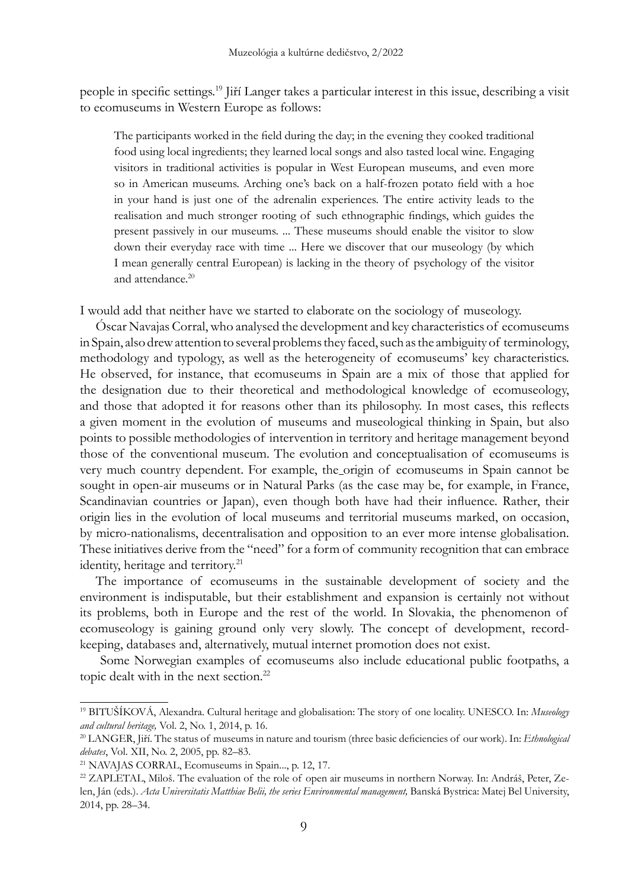people in specific settings.[19] Jiří Langer takes a particular interest in this issue, describing a visit to ecomuseums in Western Europe as follows:

> The participants worked in the field during the day; in the evening they cooked traditional food using local ingredients; they learned local songs and also tasted local wine. Engaging visitors in traditional activities is popular in West European museums, and even more so in American museums. Arching one's back on a half-frozen potato field with a hoe in your hand is just one of the adrenalin experiences. The entire activity leads to the realisation and much stronger rooting of such ethnographic findings, which guides the present passively in our museums. ... These museums should enable the visitor to slow down their everyday race with time ... Here we discover that our museology (by which I mean generally central European) is lacking in the theory of psychology of the visitor and attendance.[20]

I would add that neither have we started to elaborate on the sociology of museology.

Óscar Navajas Corral, who analysed the development and key characteristics of ecomuseums in Spain, also drew attention to several problems they faced, such as the ambiguity of terminology, methodology and typology, as well as the heterogeneity of ecomuseums' key characteristics. He observed, for instance, that ecomuseums in Spain are a mix of those that applied for the designation due to their theoretical and methodological knowledge of ecomuseology, and those that adopted it for reasons other than its philosophy. In most cases, this reflects a given moment in the evolution of museums and museological thinking in Spain, but also points to possible methodologies of intervention in territory and heritage management beyond those of the conventional museum. The evolution and conceptualisation of ecomuseums is very much country dependent. For example, the origin of ecomuseums in Spain cannot be sought in open-air museums or in Natural Parks (as the case may be, for example, in France, Scandinavian countries or Japan), even though both have had their influence. Rather, their origin lies in the evolution of local museums and territorial museums marked, on occasion, by micro-nationalisms, decentralisation and opposition to an ever more intense globalisation. These initiatives derive from the "need" for a form of community recognition that can embrace identity, heritage and territory.[21]

The importance of ecomuseums in the sustainable development of society and the environment is indisputable, but their establishment and expansion is certainly not without its problems, both in Europe and the rest of the world. In Slovakia, the phenomenon of ecomuseology is gaining ground only very slowly. The concept of development, record-keeping, databases and, alternatively, mutual internet promotion does not exist.

Some Norwegian examples of ecomuseums also include educational public footpaths, a topic dealt with in the next section.[22]

---

[19] BITUŠÍKOVÁ, Alexandra. Cultural heritage and globalisation: The story of one locality. UNESCO. In: *Museology and cultural heritage,* Vol. 2, No. 1, 2014, p. 16.

[20] LANGER, Jiří. The status of museums in nature and tourism (three basic deficiencies of our work). In: *Ethnological debates*, Vol. XII, No. 2, 2005, pp. 82–83.

[21] NAVAJAS CORRAL, Ecomuseums in Spain..., p. 12, 17.

[22] ZAPLETAL, Miloš. The evaluation of the role of open air museums in northern Norway. In: Andráš, Peter, Zelen, Ján (eds.). *Acta Universitatis Matthiae Belii, the series Environmental management,* Banská Bystrica: Matej Bel University, 2014, pp. 28–34.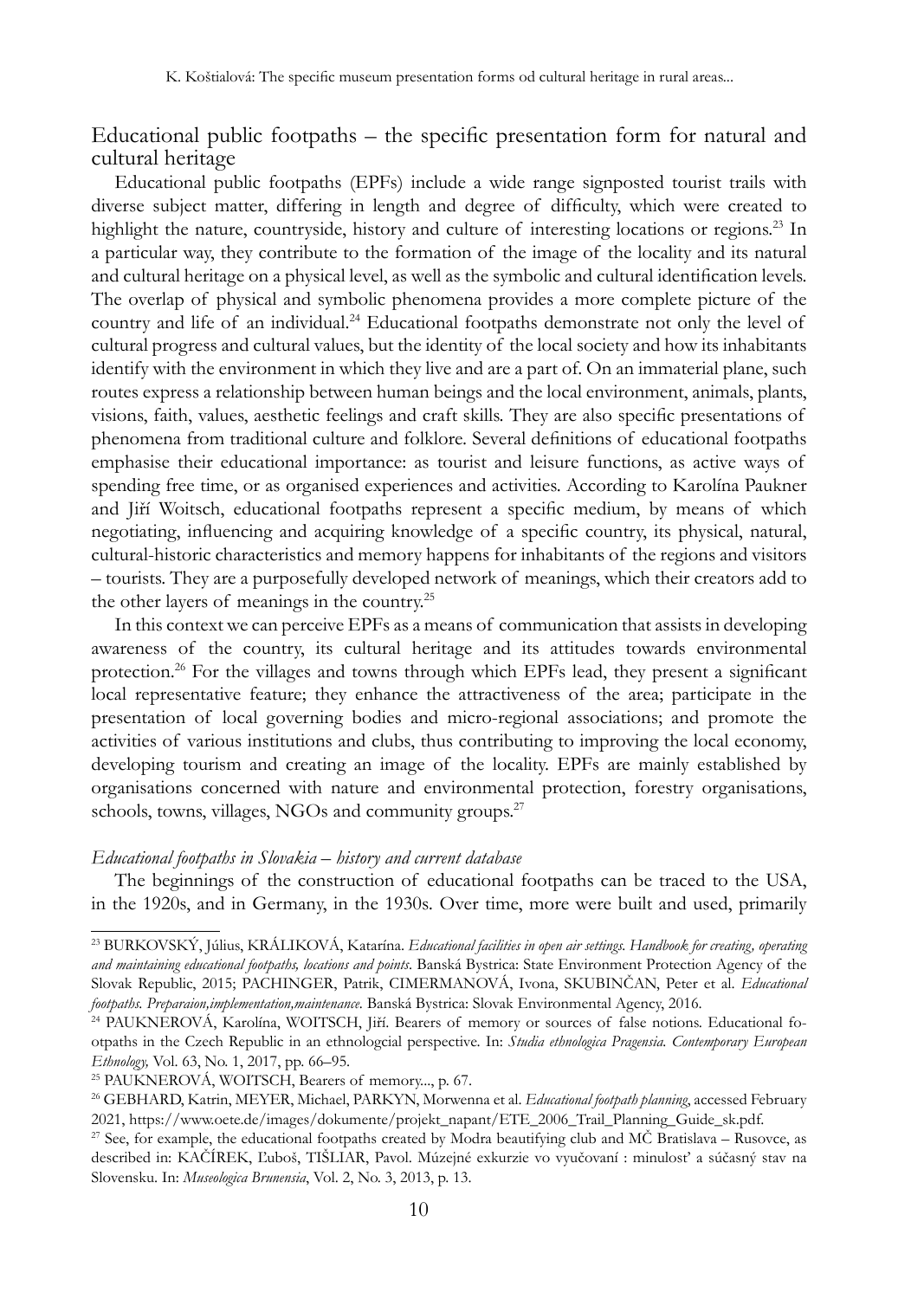## Educational public footpaths – the specific presentation form for natural and cultural heritage

Educational public footpaths (EPFs) include a wide range signposted tourist trails with diverse subject matter, differing in length and degree of difficulty, which were created to highlight the nature, countryside, history and culture of interesting locations or regions.[23] In a particular way, they contribute to the formation of the image of the locality and its natural and cultural heritage on a physical level, as well as the symbolic and cultural identification levels. The overlap of physical and symbolic phenomena provides a more complete picture of the country and life of an individual.[24] Educational footpaths demonstrate not only the level of cultural progress and cultural values, but the identity of the local society and how its inhabitants identify with the environment in which they live and are a part of. On an immaterial plane, such routes express a relationship between human beings and the local environment, animals, plants, visions, faith, values, aesthetic feelings and craft skills. They are also specific presentations of phenomena from traditional culture and folklore. Several definitions of educational footpaths emphasise their educational importance: as tourist and leisure functions, as active ways of spending free time, or as organised experiences and activities. According to Karolína Paukner and Jiří Woitsch, educational footpaths represent a specific medium, by means of which negotiating, influencing and acquiring knowledge of a specific country, its physical, natural, cultural-historic characteristics and memory happens for inhabitants of the regions and visitors – tourists. They are a purposefully developed network of meanings, which their creators add to the other layers of meanings in the country.[25]

In this context we can perceive EPFs as a means of communication that assists in developing awareness of the country, its cultural heritage and its attitudes towards environmental protection.[26] For the villages and towns through which EPFs lead, they present a significant local representative feature; they enhance the attractiveness of the area; participate in the presentation of local governing bodies and micro-regional associations; and promote the activities of various institutions and clubs, thus contributing to improving the local economy, developing tourism and creating an image of the locality. EPFs are mainly established by organisations concerned with nature and environmental protection, forestry organisations, schools, towns, villages, NGOs and community groups.[27]

### *Educational footpaths in Slovakia – history and current database*

The beginnings of the construction of educational footpaths can be traced to the USA, in the 1920s, and in Germany, in the 1930s. Over time, more were built and used, primarily

---

[23] BURKOVSKÝ, Július, KRÁLIKOVÁ, Katarína. *Educational facilities in open air settings. Handbook for creating, operating and maintaining educational footpaths, locations and points*. Banská Bystrica: State Environment Protection Agency of the Slovak Republic, 2015; PACHINGER, Patrik, CIMERMANOVÁ, Ivona, SKUBINČAN, Peter et al. *Educational footpaths. Preparaion,implementation,maintenance*. Banská Bystrica: Slovak Environmental Agency, 2016.

[24] PAUKNEROVÁ, Karolína, WOITSCH, Jiří. Bearers of memory or sources of false notions. Educational footpaths in the Czech Republic in an ethnologcial perspective. In: *Studia ethnologica Pragensia. Contemporary European Ethnology,* Vol. 63, No. 1, 2017, pp. 66–95.

[25] PAUKNEROVÁ, WOITSCH, Bearers of memory..., p. 67.

[26] GEBHARD, Katrin, MEYER, Michael, PARKYN, Morwenna et al. *Educational footpath planning*, accessed February 2021, https://www.oete.de/images/dokumente/projekt_napant/ETE_2006_Trail_Planning_Guide_sk.pdf.

[27] See, for example, the educational footpaths created by Modra beautifying club and MČ Bratislava – Rusovce, as described in: KAČÍREK, Ľuboš, TIŠLIAR, Pavol. Múzejné exkurzie vo vyučovaní : minulosť a súčasný stav na Slovensku. In: *Museologica Brunensia*, Vol. 2, No. 3, 2013, p. 13.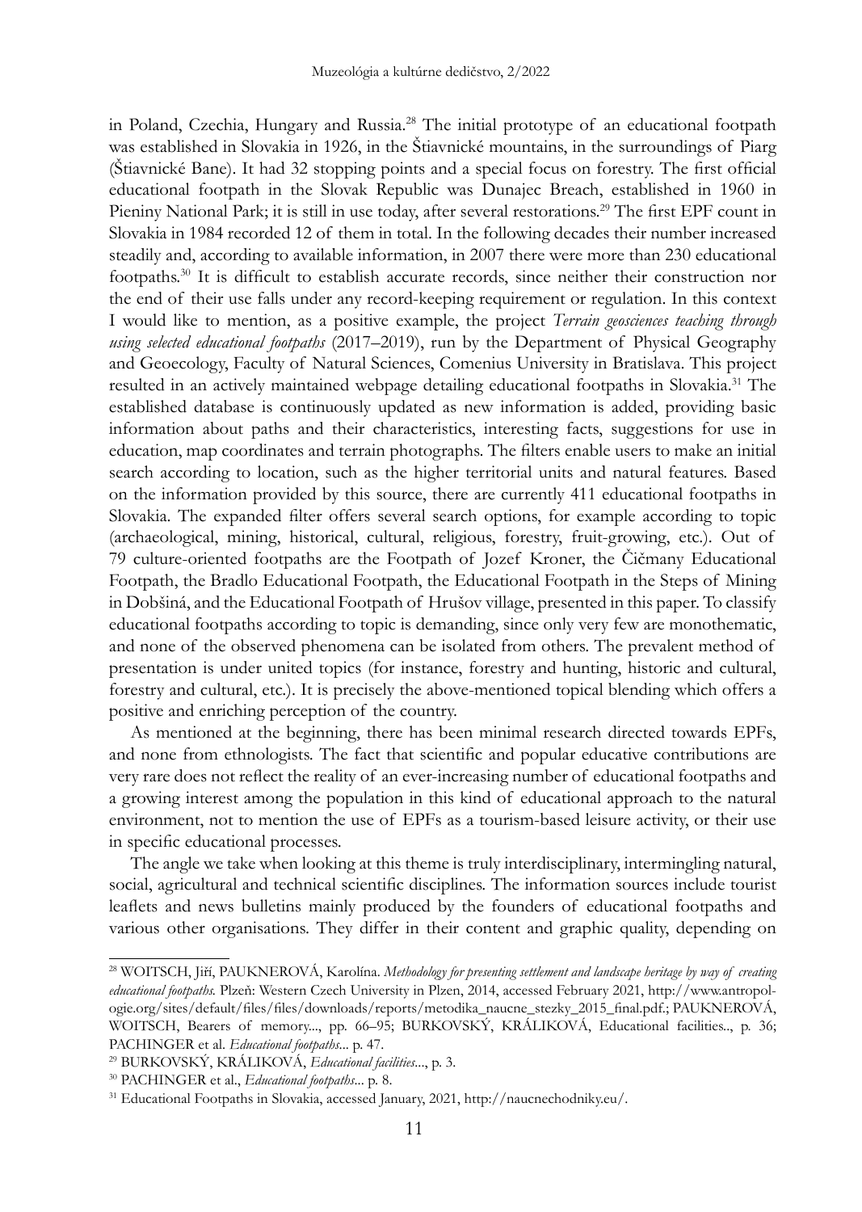in Poland, Czechia, Hungary and Russia.[28] The initial prototype of an educational footpath was established in Slovakia in 1926, in the Štiavnické mountains, in the surroundings of Piarg (Štiavnické Bane). It had 32 stopping points and a special focus on forestry. The first official educational footpath in the Slovak Republic was Dunajec Breach, established in 1960 in Pieniny National Park; it is still in use today, after several restorations.[29] The first EPF count in Slovakia in 1984 recorded 12 of them in total. In the following decades their number increased steadily and, according to available information, in 2007 there were more than 230 educational footpaths.[30] It is difficult to establish accurate records, since neither their construction nor the end of their use falls under any record-keeping requirement or regulation. In this context I would like to mention, as a positive example, the project *Terrain geosciences teaching through using selected educational footpaths* (2017–2019), run by the Department of Physical Geography and Geoecology, Faculty of Natural Sciences, Comenius University in Bratislava. This project resulted in an actively maintained webpage detailing educational footpaths in Slovakia.[31] The established database is continuously updated as new information is added, providing basic information about paths and their characteristics, interesting facts, suggestions for use in education, map coordinates and terrain photographs. The filters enable users to make an initial search according to location, such as the higher territorial units and natural features. Based on the information provided by this source, there are currently 411 educational footpaths in Slovakia. The expanded filter offers several search options, for example according to topic (archaeological, mining, historical, cultural, religious, forestry, fruit-growing, etc.). Out of 79 culture-oriented footpaths are the Footpath of Jozef Kroner, the Čičmany Educational Footpath, the Bradlo Educational Footpath, the Educational Footpath in the Steps of Mining in Dobšiná, and the Educational Footpath of Hrušov village, presented in this paper. To classify educational footpaths according to topic is demanding, since only very few are monothematic, and none of the observed phenomena can be isolated from others. The prevalent method of presentation is under united topics (for instance, forestry and hunting, historic and cultural, forestry and cultural, etc.). It is precisely the above-mentioned topical blending which offers a positive and enriching perception of the country.

As mentioned at the beginning, there has been minimal research directed towards EPFs, and none from ethnologists. The fact that scientific and popular educative contributions are very rare does not reflect the reality of an ever-increasing number of educational footpaths and a growing interest among the population in this kind of educational approach to the natural environment, not to mention the use of EPFs as a tourism-based leisure activity, or their use in specific educational processes.

The angle we take when looking at this theme is truly interdisciplinary, intermingling natural, social, agricultural and technical scientific disciplines. The information sources include tourist leaflets and news bulletins mainly produced by the founders of educational footpaths and various other organisations. They differ in their content and graphic quality, depending on

---

[28] WOITSCH, Jiří, PAUKNEROVÁ, Karolína. *Methodology for presenting settlement and landscape heritage by way of creating educational footpaths.* Plzeň: Western Czech University in Plzen, 2014, accessed February 2021, http://www.antropologie.org/sites/default/files/files/downloads/reports/metodika_naucne_stezky_2015_final.pdf.; PAUKNEROVÁ, WOITSCH, Bearers of memory..., pp. 66–95; BURKOVSKÝ, KRÁLIKOVÁ, Educational facilities.., p. 36; PACHINGER et al. *Educational footpaths...* p. 47.

[29] BURKOVSKÝ, KRÁLIKOVÁ, *Educational facilities...*, p. 3.

[30] PACHINGER et al., *Educational footpaths...* p. 8.

[31] Educational Footpaths in Slovakia, accessed January, 2021, http://naucnechodniky.eu/.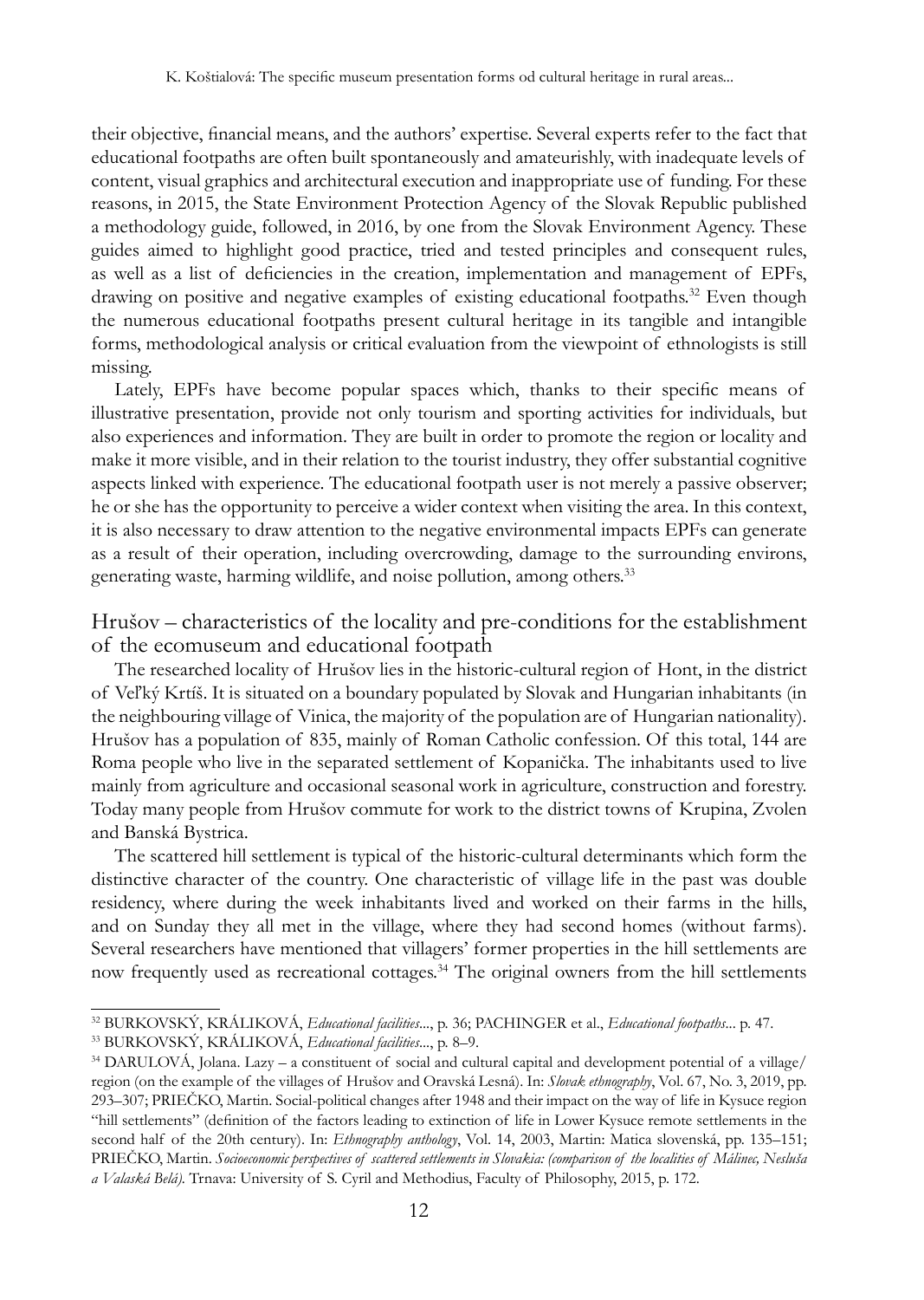their objective, financial means, and the authors' expertise. Several experts refer to the fact that educational footpaths are often built spontaneously and amateurishly, with inadequate levels of content, visual graphics and architectural execution and inappropriate use of funding. For these reasons, in 2015, the State Environment Protection Agency of the Slovak Republic published a methodology guide, followed, in 2016, by one from the Slovak Environment Agency. These guides aimed to highlight good practice, tried and tested principles and consequent rules, as well as a list of deficiencies in the creation, implementation and management of EPFs, drawing on positive and negative examples of existing educational footpaths.[32] Even though the numerous educational footpaths present cultural heritage in its tangible and intangible forms, methodological analysis or critical evaluation from the viewpoint of ethnologists is still missing.

Lately, EPFs have become popular spaces which, thanks to their specific means of illustrative presentation, provide not only tourism and sporting activities for individuals, but also experiences and information. They are built in order to promote the region or locality and make it more visible, and in their relation to the tourist industry, they offer substantial cognitive aspects linked with experience. The educational footpath user is not merely a passive observer; he or she has the opportunity to perceive a wider context when visiting the area. In this context, it is also necessary to draw attention to the negative environmental impacts EPFs can generate as a result of their operation, including overcrowding, damage to the surrounding environs, generating waste, harming wildlife, and noise pollution, among others.[33]

## Hrušov – characteristics of the locality and pre-conditions for the establishment of the ecomuseum and educational footpath

The researched locality of Hrušov lies in the historic-cultural region of Hont, in the district of Veľký Krtíš. It is situated on a boundary populated by Slovak and Hungarian inhabitants (in the neighbouring village of Vinica, the majority of the population are of Hungarian nationality). Hrušov has a population of 835, mainly of Roman Catholic confession. Of this total, 144 are Roma people who live in the separated settlement of Kopanička. The inhabitants used to live mainly from agriculture and occasional seasonal work in agriculture, construction and forestry. Today many people from Hrušov commute for work to the district towns of Krupina, Zvolen and Banská Bystrica.

The scattered hill settlement is typical of the historic-cultural determinants which form the distinctive character of the country. One characteristic of village life in the past was double residency, where during the week inhabitants lived and worked on their farms in the hills, and on Sunday they all met in the village, where they had second homes (without farms). Several researchers have mentioned that villagers' former properties in the hill settlements are now frequently used as recreational cottages.[34] The original owners from the hill settlements

---

[32] BURKOVSKÝ, KRÁLIKOVÁ, *Educational facilities*..., p. 36; PACHINGER et al., *Educational footpaths*... p. 47.

[33] BURKOVSKÝ, KRÁLIKOVÁ, *Educational facilities*..., p. 8–9.

[34] DARULOVÁ, Jolana. Lazy – a constituent of social and cultural capital and development potential of a village/region (on the example of the villages of Hrušov and Oravská Lesná). In: *Slovak ethnography*, Vol. 67, No. 3, 2019, pp. 293–307; PRIEČKO, Martin. Social-political changes after 1948 and their impact on the way of life in Kysuce region "hill settlements" (definition of the factors leading to extinction of life in Lower Kysuce remote settlements in the second half of the 20th century). In: *Ethnography anthology*, Vol. 14, 2003, Martin: Matica slovenská, pp. 135–151; PRIEČKO, Martin. *Socioeconomic perspectives of scattered settlements in Slovakia: (comparison of the localities of Málinec, Nesluša a Valaská Belá)*. Trnava: University of S. Cyril and Methodius, Faculty of Philosophy, 2015, p. 172.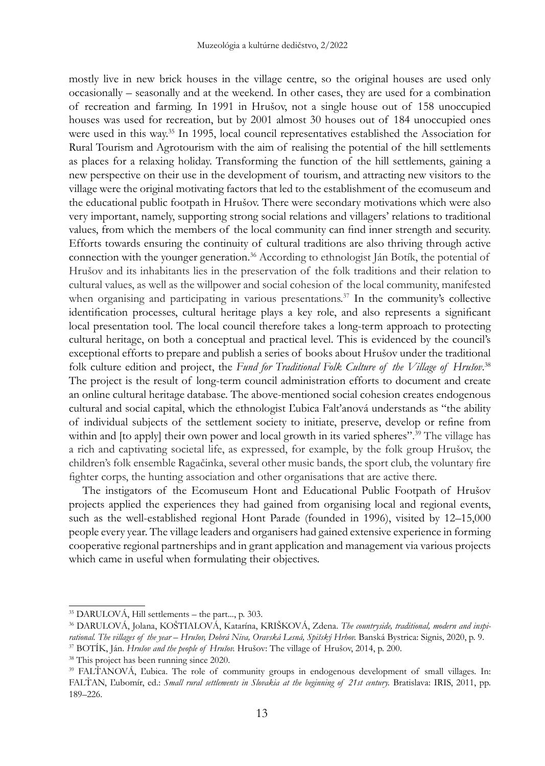mostly live in new brick houses in the village centre, so the original houses are used only occasionally – seasonally and at the weekend. In other cases, they are used for a combination of recreation and farming. In 1991 in Hrušov, not a single house out of 158 unoccupied houses was used for recreation, but by 2001 almost 30 houses out of 184 unoccupied ones were used in this way.[35] In 1995, local council representatives established the Association for Rural Tourism and Agrotourism with the aim of realising the potential of the hill settlements as places for a relaxing holiday. Transforming the function of the hill settlements, gaining a new perspective on their use in the development of tourism, and attracting new visitors to the village were the original motivating factors that led to the establishment of the ecomuseum and the educational public footpath in Hrušov. There were secondary motivations which were also very important, namely, supporting strong social relations and villagers' relations to traditional values, from which the members of the local community can find inner strength and security. Efforts towards ensuring the continuity of cultural traditions are also thriving through active connection with the younger generation.[36] According to ethnologist Ján Botík, the potential of Hrušov and its inhabitants lies in the preservation of the folk traditions and their relation to cultural values, as well as the willpower and social cohesion of the local community, manifested when organising and participating in various presentations.[37] In the community's collective identification processes, cultural heritage plays a key role, and also represents a significant local presentation tool. The local council therefore takes a long-term approach to protecting cultural heritage, on both a conceptual and practical level. This is evidenced by the council's exceptional efforts to prepare and publish a series of books about Hrušov under the traditional folk culture edition and project, the *Fund for Traditional Folk Culture of the Village of Hrušov*.[38] The project is the result of long-term council administration efforts to document and create an online cultural heritage database. The above-mentioned social cohesion creates endogenous cultural and social capital, which the ethnologist Ľubica Falťanová understands as "the ability of individual subjects of the settlement society to initiate, preserve, develop or refine from within and [to apply] their own power and local growth in its varied spheres".[39] The village has a rich and captivating societal life, as expressed, for example, by the folk group Hrušov, the children's folk ensemble Ragačinka, several other music bands, the sport club, the voluntary fire fighter corps, the hunting association and other organisations that are active there.

The instigators of the Ecomuseum Hont and Educational Public Footpath of Hrušov projects applied the experiences they had gained from organising local and regional events, such as the well-established regional Hont Parade (founded in 1996), visited by 12–15,000 people every year. The village leaders and organisers had gained extensive experience in forming cooperative regional partnerships and in grant application and management via various projects which came in useful when formulating their objectives.

---

[35] DARULOVÁ, Hill settlements – the part..., p. 303.

[36] DARULOVÁ, Jolana, KOŠTIALOVÁ, Katarína, KRIŠKOVÁ, Zdena. *The countryside, traditional, modern and inspirational. The villages of the year – Hrušov, Dobrá Niva, Oravská Lesná, Spišský Hrhov.* Banská Bystrica: Signis, 2020, p. 9.

[37] BOTÍK, Ján. *Hrušov and the people of Hrušov.* Hrušov: The village of Hrušov, 2014, p. 200.

[38] This project has been running since 2020.

[39] FALŤANOVÁ, Ľubica. The role of community groups in endogenous development of small villages. In: FALŤAN, Ľubomír, ed.: *Small rural settlements in Slovakia at the beginning of 21st century.* Bratislava: IRIS, 2011, pp. 189–226.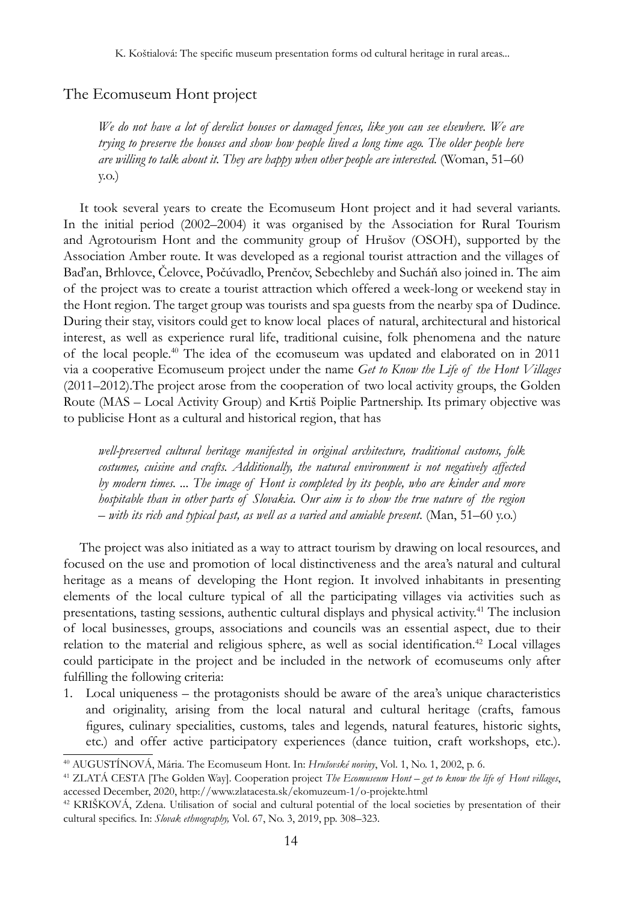## The Ecomuseum Hont project

> *We do not have a lot of derelict houses or damaged fences, like you can see elsewhere. We are trying to preserve the houses and show how people lived a long time ago. The older people here are willing to talk about it. They are happy when other people are interested.* (Woman, 51–60 y.o.)

It took several years to create the Ecomuseum Hont project and it had several variants. In the initial period (2002–2004) it was organised by the Association for Rural Tourism and Agrotourism Hont and the community group of Hrušov (OSOH), supported by the Association Amber route. It was developed as a regional tourist attraction and the villages of Baďan, Brhlovce, Čelovce, Počúvadlo, Prenčov, Sebechleby and Sucháň also joined in. The aim of the project was to create a tourist attraction which offered a week-long or weekend stay in the Hont region. The target group was tourists and spa guests from the nearby spa of Dudince. During their stay, visitors could get to know local places of natural, architectural and historical interest, as well as experience rural life, traditional cuisine, folk phenomena and the nature of the local people.[40] The idea of the ecomuseum was updated and elaborated on in 2011 via a cooperative Ecomuseum project under the name *Get to Know the Life of the Hont Villages* (2011–2012).The project arose from the cooperation of two local activity groups, the Golden Route (MAS – Local Activity Group) and Krtiš Poiplie Partnership. Its primary objective was to publicise Hont as a cultural and historical region, that has

> *well-preserved cultural heritage manifested in original architecture, traditional customs, folk costumes, cuisine and crafts. Additionally, the natural environment is not negatively affected by modern times. ... The image of Hont is completed by its people, who are kinder and more hospitable than in other parts of Slovakia. Our aim is to show the true nature of the region – with its rich and typical past, as well as a varied and amiable present.* (Man, 51–60 y.o.)

The project was also initiated as a way to attract tourism by drawing on local resources, and focused on the use and promotion of local distinctiveness and the area's natural and cultural heritage as a means of developing the Hont region. It involved inhabitants in presenting elements of the local culture typical of all the participating villages via activities such as presentations, tasting sessions, authentic cultural displays and physical activity.[41] The inclusion of local businesses, groups, associations and councils was an essential aspect, due to their relation to the material and religious sphere, as well as social identification.[42] Local villages could participate in the project and be included in the network of ecomuseums only after fulfilling the following criteria:

1. Local uniqueness – the protagonists should be aware of the area's unique characteristics and originality, arising from the local natural and cultural heritage (crafts, famous figures, culinary specialities, customs, tales and legends, natural features, historic sights, etc.) and offer active participatory experiences (dance tuition, craft workshops, etc.).

---

[40] AUGUSTÍNOVÁ, Mária. The Ecomuseum Hont. In: *Hrušovské noviny*, Vol. 1, No. 1, 2002, p. 6.

[41] ZLATÁ CESTA [The Golden Way]. Cooperation project *The Ecomuseum Hont – get to know the life of Hont villages*, accessed December, 2020, http://www.zlatacesta.sk/ekomuzeum-1/o-projekte.html

[42] KRIŠKOVÁ, Zdena. Utilisation of social and cultural potential of the local societies by presentation of their cultural specifics. In: *Slovak ethnography,* Vol. 67, No. 3, 2019, pp. 308–323.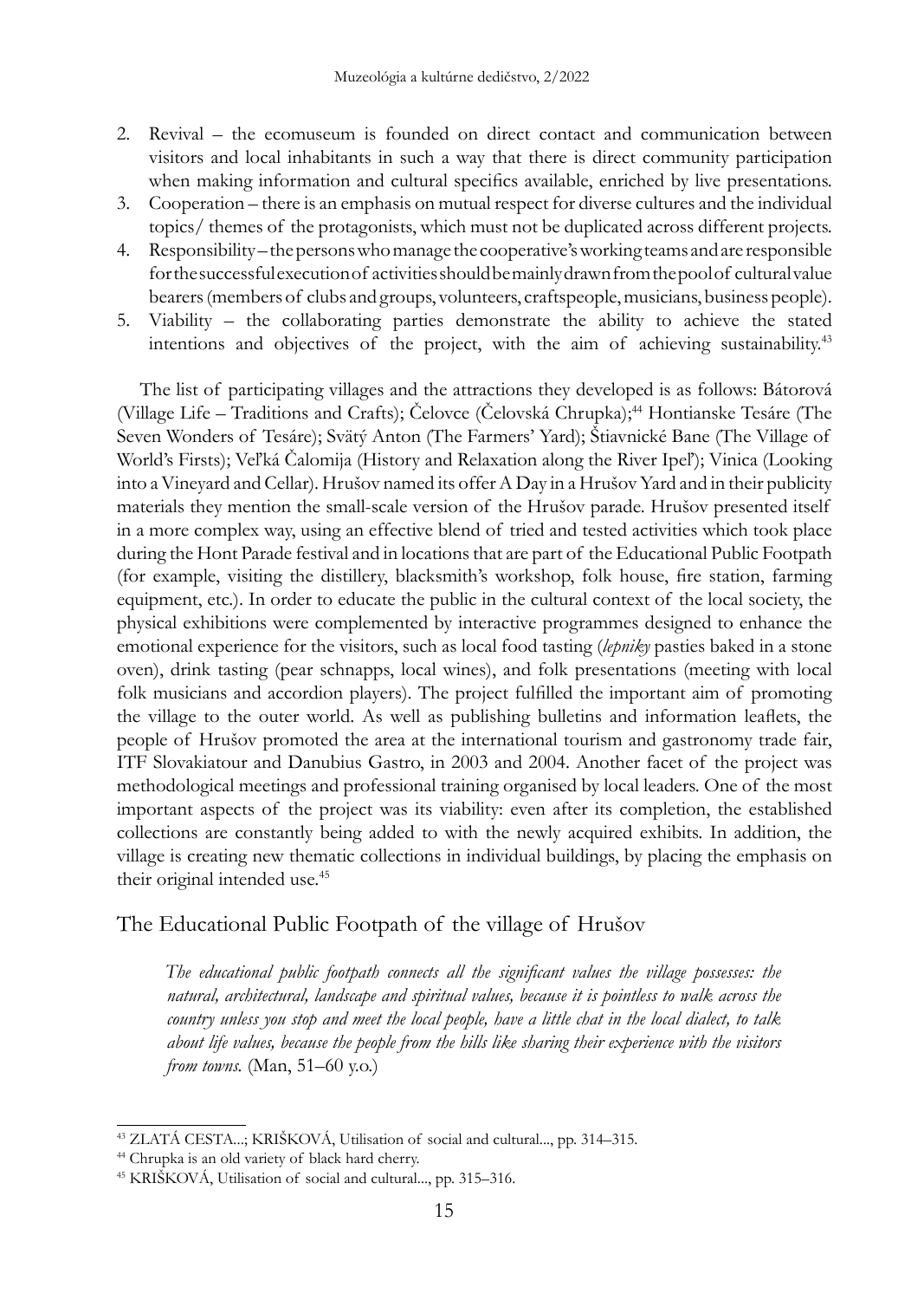2. Revival – the ecomuseum is founded on direct contact and communication between visitors and local inhabitants in such a way that there is direct community participation when making information and cultural specifics available, enriched by live presentations.
3. Cooperation – there is an emphasis on mutual respect for diverse cultures and the individual topics/ themes of the protagonists, which must not be duplicated across different projects.
4. Responsibility – the persons who manage the cooperative's working teams and are responsible for the successful execution of activities should be mainly drawn from the pool of cultural value bearers (members of clubs and groups, volunteers, craftspeople, musicians, business people).
5. Viability – the collaborating parties demonstrate the ability to achieve the stated intentions and objectives of the project, with the aim of achieving sustainability.[43]

The list of participating villages and the attractions they developed is as follows: Bátorová (Village Life – Traditions and Crafts); Čelovce (Čelovská Chrupka);[44] Hontianske Tesáre (The Seven Wonders of Tesáre); Svätý Anton (The Farmers' Yard); Štiavnické Bane (The Village of World's Firsts); Veľká Čalomija (History and Relaxation along the River Ipeľ); Vinica (Looking into a Vineyard and Cellar). Hrušov named its offer A Day in a Hrušov Yard and in their publicity materials they mention the small-scale version of the Hrušov parade. Hrušov presented itself in a more complex way, using an effective blend of tried and tested activities which took place during the Hont Parade festival and in locations that are part of the Educational Public Footpath (for example, visiting the distillery, blacksmith's workshop, folk house, fire station, farming equipment, etc.). In order to educate the public in the cultural context of the local society, the physical exhibitions were complemented by interactive programmes designed to enhance the emotional experience for the visitors, such as local food tasting (*lepniky* pasties baked in a stone oven), drink tasting (pear schnapps, local wines), and folk presentations (meeting with local folk musicians and accordion players). The project fulfilled the important aim of promoting the village to the outer world. As well as publishing bulletins and information leaflets, the people of Hrušov promoted the area at the international tourism and gastronomy trade fair, ITF Slovakiatour and Danubius Gastro, in 2003 and 2004. Another facet of the project was methodological meetings and professional training organised by local leaders. One of the most important aspects of the project was its viability: even after its completion, the established collections are constantly being added to with the newly acquired exhibits. In addition, the village is creating new thematic collections in individual buildings, by placing the emphasis on their original intended use.[45]

## The Educational Public Footpath of the village of Hrušov

> *The educational public footpath connects all the significant values the village possesses: the natural, architectural, landscape and spiritual values, because it is pointless to walk across the country unless you stop and meet the local people, have a little chat in the local dialect, to talk about life values, because the people from the hills like sharing their experience with the visitors from towns.* (Man, 51–60 y.o.)

---

[43] ZLATÁ CESTA...; KRIŠKOVÁ, Utilisation of social and cultural..., pp. 314–315.

[44] Chrupka is an old variety of black hard cherry.

[45] KRIŠKOVÁ, Utilisation of social and cultural..., pp. 315–316.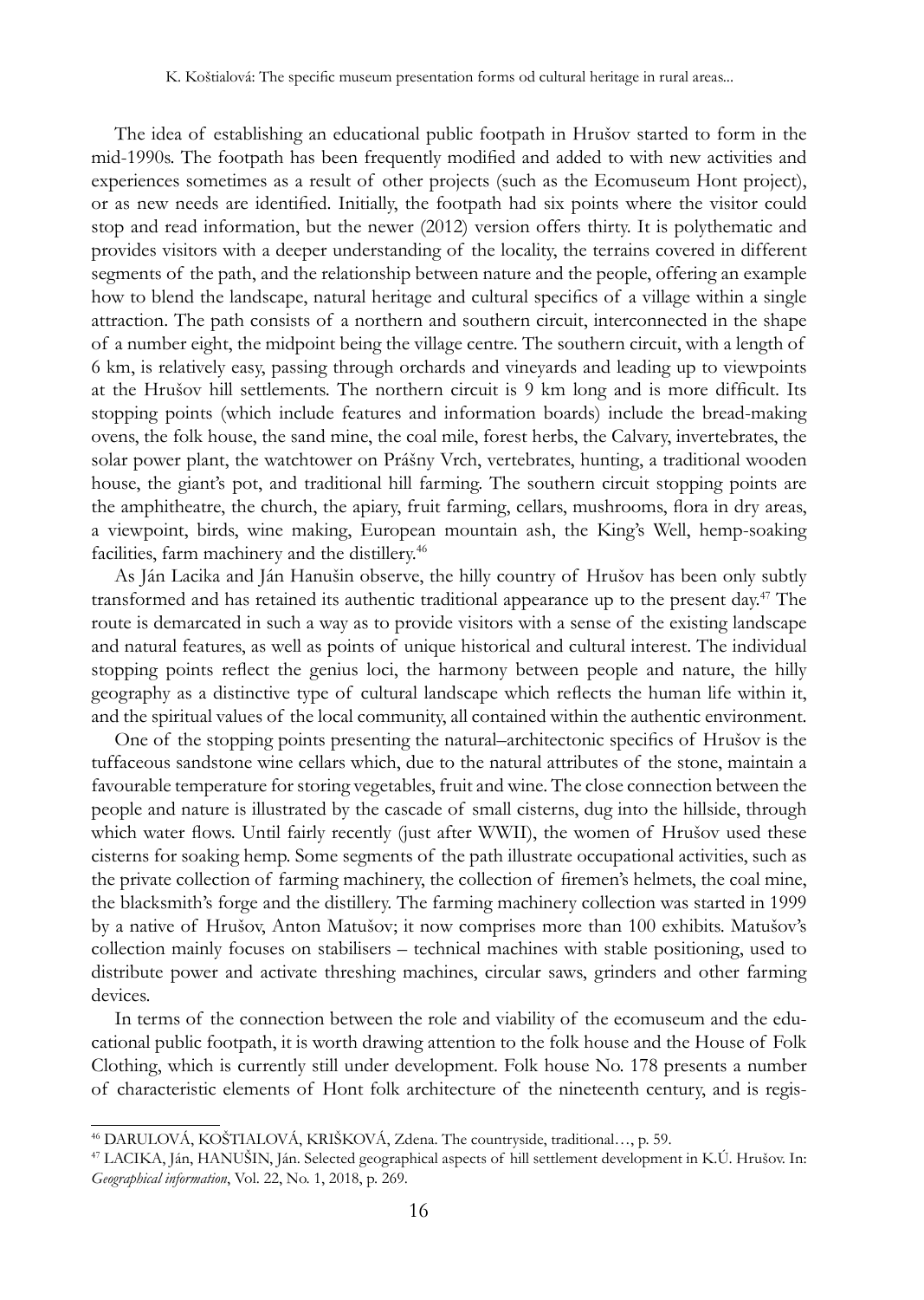The idea of establishing an educational public footpath in Hrušov started to form in the mid-1990s. The footpath has been frequently modified and added to with new activities and experiences sometimes as a result of other projects (such as the Ecomuseum Hont project), or as new needs are identified. Initially, the footpath had six points where the visitor could stop and read information, but the newer (2012) version offers thirty. It is polythematic and provides visitors with a deeper understanding of the locality, the terrains covered in different segments of the path, and the relationship between nature and the people, offering an example how to blend the landscape, natural heritage and cultural specifics of a village within a single attraction. The path consists of a northern and southern circuit, interconnected in the shape of a number eight, the midpoint being the village centre. The southern circuit, with a length of 6 km, is relatively easy, passing through orchards and vineyards and leading up to viewpoints at the Hrušov hill settlements. The northern circuit is 9 km long and is more difficult. Its stopping points (which include features and information boards) include the bread-making ovens, the folk house, the sand mine, the coal mile, forest herbs, the Calvary, invertebrates, the solar power plant, the watchtower on Prášny Vrch, vertebrates, hunting, a traditional wooden house, the giant's pot, and traditional hill farming. The southern circuit stopping points are the amphitheatre, the church, the apiary, fruit farming, cellars, mushrooms, flora in dry areas, a viewpoint, birds, wine making, European mountain ash, the King's Well, hemp-soaking facilities, farm machinery and the distillery.[46]

As Ján Lacika and Ján Hanušin observe, the hilly country of Hrušov has been only subtly transformed and has retained its authentic traditional appearance up to the present day.[47] The route is demarcated in such a way as to provide visitors with a sense of the existing landscape and natural features, as well as points of unique historical and cultural interest. The individual stopping points reflect the genius loci, the harmony between people and nature, the hilly geography as a distinctive type of cultural landscape which reflects the human life within it, and the spiritual values of the local community, all contained within the authentic environment.

One of the stopping points presenting the natural–architectonic specifics of Hrušov is the tuffaceous sandstone wine cellars which, due to the natural attributes of the stone, maintain a favourable temperature for storing vegetables, fruit and wine. The close connection between the people and nature is illustrated by the cascade of small cisterns, dug into the hillside, through which water flows. Until fairly recently (just after WWII), the women of Hrušov used these cisterns for soaking hemp. Some segments of the path illustrate occupational activities, such as the private collection of farming machinery, the collection of firemen's helmets, the coal mine, the blacksmith's forge and the distillery. The farming machinery collection was started in 1999 by a native of Hrušov, Anton Matušov; it now comprises more than 100 exhibits. Matušov's collection mainly focuses on stabilisers – technical machines with stable positioning, used to distribute power and activate threshing machines, circular saws, grinders and other farming devices.

In terms of the connection between the role and viability of the ecomuseum and the educational public footpath, it is worth drawing attention to the folk house and the House of Folk Clothing, which is currently still under development. Folk house No. 178 presents a number of characteristic elements of Hont folk architecture of the nineteenth century, and is regis-

---

[46] DARULOVÁ, KOŠTIALOVÁ, KRIŠKOVÁ, Zdena. The countryside, traditional…, p. 59.

[47] LACIKA, Ján, HANUŠIN, Ján. Selected geographical aspects of hill settlement development in K.Ú. Hrušov. In: *Geographical information*, Vol. 22, No. 1, 2018, p. 269.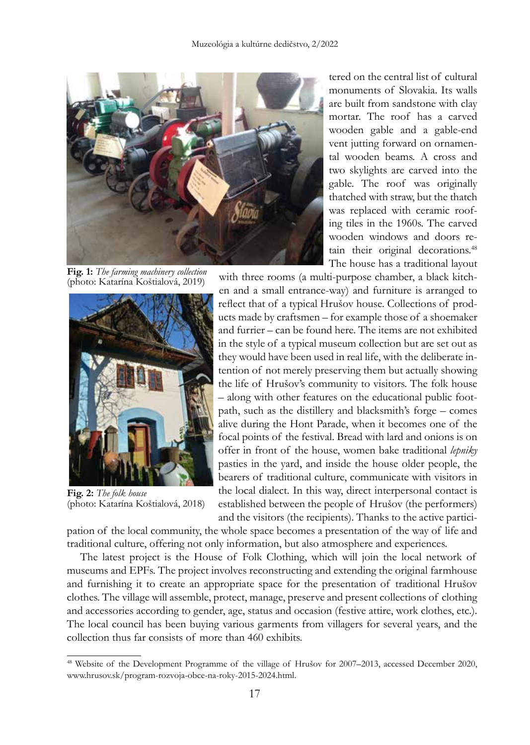tered on the central list of cultural monuments of Slovakia. Its walls are built from sandstone with clay mortar. The roof has a carved wooden gable and a gable-end vent jutting forward on ornamental wooden beams. A cross and two skylights are carved into the gable. The roof was originally thatched with straw, but the thatch was replaced with ceramic roofing tiles in the 1960s. The carved wooden windows and doors retain their original decorations.[48] The house has a traditional layout with three rooms (a multi-purpose chamber, a black kitchen and a small entrance-way) and furniture is arranged to reflect that of a typical Hrušov house. Collections of products made by craftsmen – for example those of a shoemaker and furrier – can be found here. The items are not exhibited in the style of a typical museum collection but are set out as they would have been used in real life, with the deliberate intention of not merely preserving them but actually showing the life of Hrušov's community to visitors. The folk house – along with other features on the educational public footpath, such as the distillery and blacksmith's forge – comes alive during the Hont Parade, when it becomes one of the focal points of the festival. Bread with lard and onions is on offer in front of the house, women bake traditional *lepniky* pasties in the yard, and inside the house older people, the bearers of traditional culture, communicate with visitors in the local dialect. In this way, direct interpersonal contact is established between the people of Hrušov (the performers) and the visitors (the recipients). Thanks to the active participation of the local community, the whole space becomes a presentation of the way of life and traditional culture, offering not only information, but also atmosphere and experiences.

**Fig. 1:** *The farming machinery collection* (photo: Katarína Koštialová, 2019)

**Fig. 2:** *The folk house* (photo: Katarína Koštialová, 2018)

The latest project is the House of Folk Clothing, which will join the local network of museums and EPFs. The project involves reconstructing and extending the original farmhouse and furnishing it to create an appropriate space for the presentation of traditional Hrušov clothes. The village will assemble, protect, manage, preserve and present collections of clothing and accessories according to gender, age, status and occasion (festive attire, work clothes, etc.). The local council has been buying various garments from villagers for several years, and the collection thus far consists of more than 460 exhibits.

[48] Website of the Development Programme of the village of Hrušov for 2007–2013, accessed December 2020, www.hrusov.sk/program-rozvoja-obce-na-roky-2015-2024.html.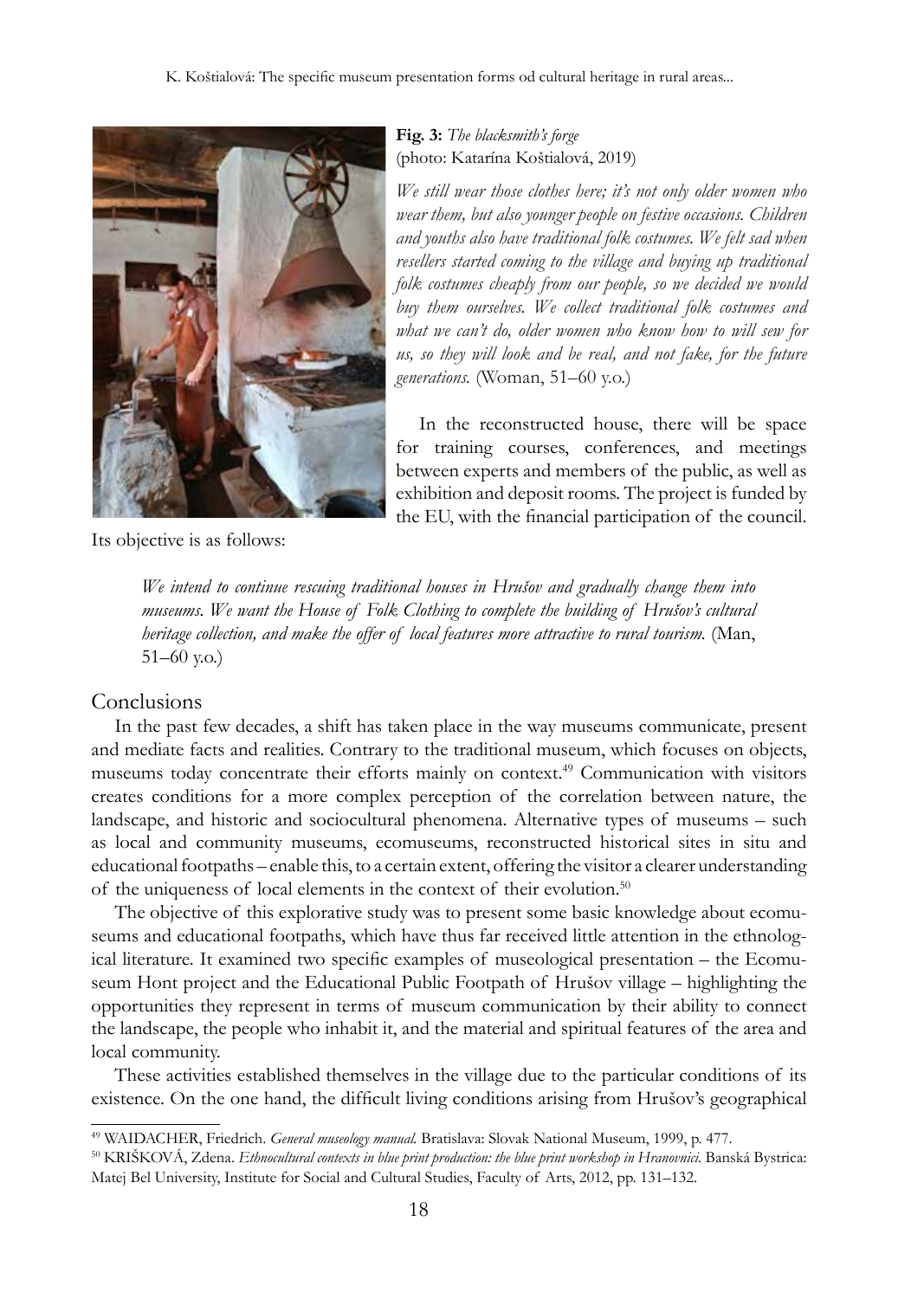**Fig. 3:** *The blacksmith's forge*
(photo: Katarína Koštialová, 2019)

*We still wear those clothes here; it's not only older women who wear them, but also younger people on festive occasions. Children and youths also have traditional folk costumes. We felt sad when resellers started coming to the village and buying up traditional folk costumes cheaply from our people, so we decided we would buy them ourselves. We collect traditional folk costumes and what we can't do, older women who know how to will sew for us, so they will look and be real, and not fake, for the future generations.* (Woman, 51–60 y.o.)

In the reconstructed house, there will be space for training courses, conferences, and meetings between experts and members of the public, as well as exhibition and deposit rooms. The project is funded by the EU, with the financial participation of the council. Its objective is as follows:

> *We intend to continue rescuing traditional houses in Hrušov and gradually change them into museums. We want the House of Folk Clothing to complete the building of Hrušov's cultural heritage collection, and make the offer of local features more attractive to rural tourism.* (Man, 51–60 y.o.)

## Conclusions

In the past few decades, a shift has taken place in the way museums communicate, present and mediate facts and realities. Contrary to the traditional museum, which focuses on objects, museums today concentrate their efforts mainly on context.[49] Communication with visitors creates conditions for a more complex perception of the correlation between nature, the landscape, and historic and sociocultural phenomena. Alternative types of museums – such as local and community museums, ecomuseums, reconstructed historical sites in situ and educational footpaths – enable this, to a certain extent, offering the visitor a clearer understanding of the uniqueness of local elements in the context of their evolution.[50]

The objective of this explorative study was to present some basic knowledge about ecomuseums and educational footpaths, which have thus far received little attention in the ethnological literature. It examined two specific examples of museological presentation – the Ecomuseum Hont project and the Educational Public Footpath of Hrušov village – highlighting the opportunities they represent in terms of museum communication by their ability to connect the landscape, the people who inhabit it, and the material and spiritual features of the area and local community.

These activities established themselves in the village due to the particular conditions of its existence. On the one hand, the difficult living conditions arising from Hrušov's geographical

---

[49] WAIDACHER, Friedrich. *General museology manual.* Bratislava: Slovak National Museum, 1999, p. 477.

[50] KRIŠKOVÁ, Zdena. *Ethnocultural contexts in blue print production: the blue print workshop in Hranovnici.* Banská Bystrica: Matej Bel University, Institute for Social and Cultural Studies, Faculty of Arts, 2012, pp. 131–132.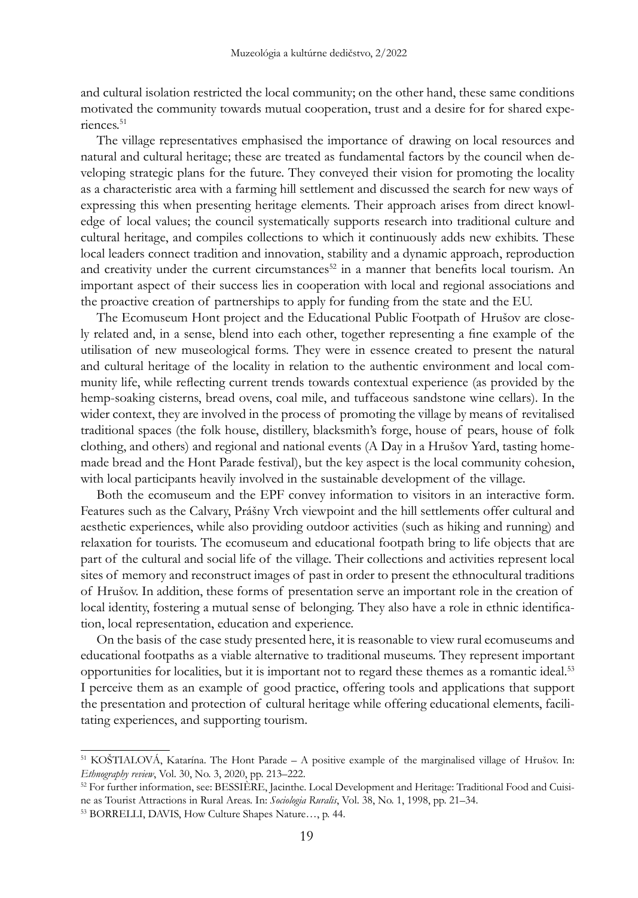and cultural isolation restricted the local community; on the other hand, these same conditions motivated the community towards mutual cooperation, trust and a desire for for shared experiences.[51]

The village representatives emphasised the importance of drawing on local resources and natural and cultural heritage; these are treated as fundamental factors by the council when developing strategic plans for the future. They conveyed their vision for promoting the locality as a characteristic area with a farming hill settlement and discussed the search for new ways of expressing this when presenting heritage elements. Their approach arises from direct knowledge of local values; the council systematically supports research into traditional culture and cultural heritage, and compiles collections to which it continuously adds new exhibits. These local leaders connect tradition and innovation, stability and a dynamic approach, reproduction and creativity under the current circumstances[52] in a manner that benefits local tourism. An important aspect of their success lies in cooperation with local and regional associations and the proactive creation of partnerships to apply for funding from the state and the EU.

The Ecomuseum Hont project and the Educational Public Footpath of Hrušov are closely related and, in a sense, blend into each other, together representing a fine example of the utilisation of new museological forms. They were in essence created to present the natural and cultural heritage of the locality in relation to the authentic environment and local community life, while reflecting current trends towards contextual experience (as provided by the hemp-soaking cisterns, bread ovens, coal mile, and tuffaceous sandstone wine cellars). In the wider context, they are involved in the process of promoting the village by means of revitalised traditional spaces (the folk house, distillery, blacksmith's forge, house of pears, house of folk clothing, and others) and regional and national events (A Day in a Hrušov Yard, tasting homemade bread and the Hont Parade festival), but the key aspect is the local community cohesion, with local participants heavily involved in the sustainable development of the village.

Both the ecomuseum and the EPF convey information to visitors in an interactive form. Features such as the Calvary, Prášny Vrch viewpoint and the hill settlements offer cultural and aesthetic experiences, while also providing outdoor activities (such as hiking and running) and relaxation for tourists. The ecomuseum and educational footpath bring to life objects that are part of the cultural and social life of the village. Their collections and activities represent local sites of memory and reconstruct images of past in order to present the ethnocultural traditions of Hrušov. In addition, these forms of presentation serve an important role in the creation of local identity, fostering a mutual sense of belonging. They also have a role in ethnic identification, local representation, education and experience.

On the basis of the case study presented here, it is reasonable to view rural ecomuseums and educational footpaths as a viable alternative to traditional museums. They represent important opportunities for localities, but it is important not to regard these themes as a romantic ideal.[53] I perceive them as an example of good practice, offering tools and applications that support the presentation and protection of cultural heritage while offering educational elements, facilitating experiences, and supporting tourism.

---

[51] KOŠTIALOVÁ, Katarína. The Hont Parade – A positive example of the marginalised village of Hrušov. In: *Ethnography review*, Vol. 30, No. 3, 2020, pp. 213–222.

[52] For further information, see: BESSIÈRE, Jacinthe. Local Development and Heritage: Traditional Food and Cuisine as Tourist Attractions in Rural Areas. In: *Sociologia Ruralis*, Vol. 38, No. 1, 1998, pp. 21–34.

[53] BORRELLI, DAVIS, How Culture Shapes Nature…, p. 44.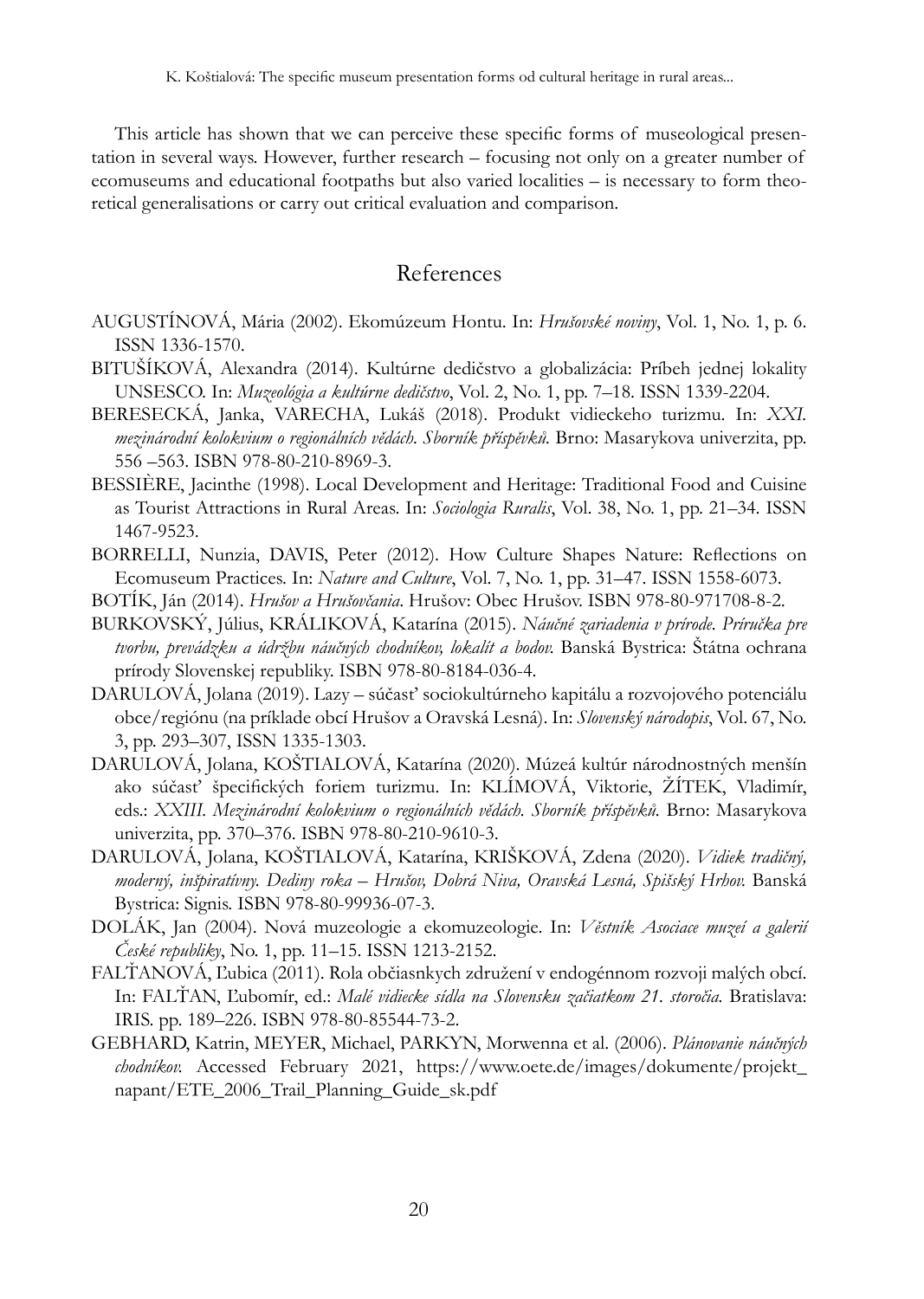This article has shown that we can perceive these specific forms of museological presentation in several ways. However, further research – focusing not only on a greater number of ecomuseums and educational footpaths but also varied localities – is necessary to form theoretical generalisations or carry out critical evaluation and comparison.

## References

AUGUSTÍNOVÁ, Mária (2002). Ekomúzeum Hontu. In: *Hrušovské noviny*, Vol. 1, No. 1, p. 6. ISSN 1336-1570.

BITUŠÍKOVÁ, Alexandra (2014). Kultúrne dedičstvo a globalizácia: Príbeh jednej lokality UNSESCO. In: *Muzeológia a kultúrne dedičstvo*, Vol. 2, No. 1, pp. 7–18. ISSN 1339-2204.

BERESECKÁ, Janka, VARECHA, Lukáš (2018). Produkt vidieckeho turizmu. In: *XXI. mezinárodní kolokvium o regionálních vědách. Sborník příspěvků.* Brno: Masarykova univerzita, pp. 556 –563. ISBN 978-80-210-8969-3.

BESSIÈRE, Jacinthe (1998). Local Development and Heritage: Traditional Food and Cuisine as Tourist Attractions in Rural Areas. In: *Sociologia Ruralis*, Vol. 38, No. 1, pp. 21–34. ISSN 1467-9523.

BORRELLI, Nunzia, DAVIS, Peter (2012). How Culture Shapes Nature: Reflections on Ecomuseum Practices. In: *Nature and Culture*, Vol. 7, No. 1, pp. 31–47. ISSN 1558-6073.

BOTÍK, Ján (2014). *Hrušov a Hrušovčania.* Hrušov: Obec Hrušov. ISBN 978-80-971708-8-2.

BURKOVSKÝ, Július, KRÁLIKOVÁ, Katarína (2015). *Náučné zariadenia v prírode. Príručka pre tvorbu, prevádzku a údržbu náučných chodníkov, lokalít a bodov.* Banská Bystrica: Štátna ochrana prírody Slovenskej republiky. ISBN 978-80-8184-036-4.

DARULOVÁ, Jolana (2019). Lazy – súčasť sociokultúrneho kapitálu a rozvojového potenciálu obce/regiónu (na príklade obcí Hrušov a Oravská Lesná). In: *Slovenský národopis*, Vol. 67, No. 3, pp. 293–307, ISSN 1335-1303.

DARULOVÁ, Jolana, KOŠTIALOVÁ, Katarína (2020). Múzeá kultúr národnostných menšín ako súčasť špecifických foriem turizmu. In: KLÍMOVÁ, Viktorie, ŽÍTEK, Vladimír, eds.: *XXIII. Mezinárodní kolokvium o regionálních vědách. Sborník příspěvků.* Brno: Masarykova univerzita, pp. 370–376. ISBN 978-80-210-9610-3.

DARULOVÁ, Jolana, KOŠTIALOVÁ, Katarína, KRIŠKOVÁ, Zdena (2020). *Vidiek tradičný, moderný, inšpiratívny. Dediny roka – Hrušov, Dobrá Niva, Oravská Lesná, Spišský Hrhov.* Banská Bystrica: Signis. ISBN 978-80-99936-07-3.

DOLÁK, Jan (2004). Nová muzeologie a ekomuzeologie. In: *Věstník Asociace muzeí a galerií České republiky*, No. 1, pp. 11–15. ISSN 1213-2152.

FALŤANOVÁ, Ľubica (2011). Rola občiasnkych združení v endogénnom rozvoji malých obcí. In: FALŤAN, Ľubomír, ed.: *Malé vidiecke sídla na Slovensku začiatkom 21. storočia.* Bratislava: IRIS. pp. 189–226. ISBN 978-80-85544-73-2.

GEBHARD, Katrin, MEYER, Michael, PARKYN, Morwenna et al. (2006). *Plánovanie náučných chodníkov.* Accessed February 2021, https://www.oete.de/images/dokumente/projekt_napant/ETE_2006_Trail_Planning_Guide_sk.pdf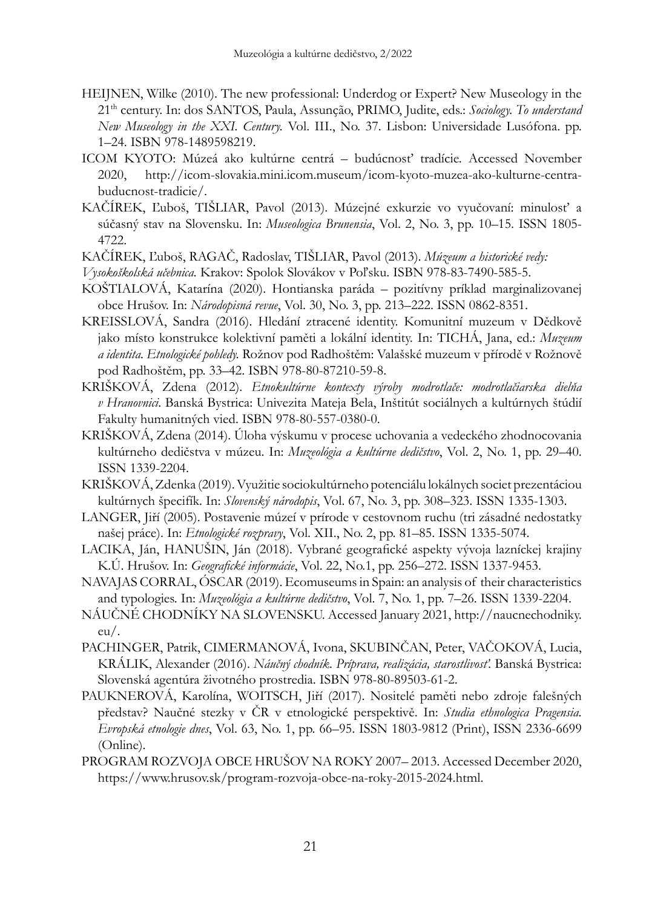HEIJNEN, Wilke (2010). The new professional: Underdog or Expert? New Museology in the 21th century. In: dos SANTOS, Paula, Assunção, PRIMO, Judite, eds.: *Sociology. To understand New Museology in the XXI. Century.* Vol. III., No. 37. Lisbon: Universidade Lusófona. pp. 1–24. ISBN 978-1489598219.

ICOM KYOTO: Múzeá ako kultúrne centrá – budúcnosť tradície. Accessed November 2020, http://icom-slovakia.mini.icom.museum/icom-kyoto-muzea-ako-kulturne-centra-buducnost-tradicie/.

KAČÍREK, Ľuboš, TIŠLIAR, Pavol (2013). Múzejné exkurzie vo vyučovaní: minulosť a súčasný stav na Slovensku. In: *Museologica Brunensia*, Vol. 2, No. 3, pp. 10–15. ISSN 1805-4722.

KAČÍREK, Ľuboš, RAGAČ, Radoslav, TIŠLIAR, Pavol (2013). *Múzeum a historické vedy: Vysokoškolská učebnica.* Krakov: Spolok Slovákov v Poľsku. ISBN 978-83-7490-585-5.

KOŠTIALOVÁ, Katarína (2020). Hontianska paráda – pozitívny príklad marginalizovanej obce Hrušov. In: *Národopisná revue*, Vol. 30, No. 3, pp. 213–222. ISSN 0862-8351.

KREISSLOVÁ, Sandra (2016). Hledání ztracené identity. Komunitní muzeum v Dědkově jako místo konstrukce kolektivní paměti a lokální identity. In: TICHÁ, Jana, ed.: *Muzeum a identita. Etnologické pohledy.* Rožnov pod Radhoštěm: Valašské muzeum v přírodě v Rožnově pod Radhoštěm, pp. 33–42. ISBN 978-80-87210-59-8.

KRIŠKOVÁ, Zdena (2012). *Etnokultúrne kontexty výroby modrotlače: modrotlačiarska dielňa v Hranovnici*. Banská Bystrica: Univezita Mateja Bela, Inštitút sociálnych a kultúrnych štúdií Fakulty humanitných vied. ISBN 978-80-557-0380-0.

KRIŠKOVÁ, Zdena (2014). Úloha výskumu v procese uchovania a vedeckého zhodnocovania kultúrneho dedičstva v múzeu. In: *Muzeológia a kultúrne dedičstvo*, Vol. 2, No. 1, pp. 29–40. ISSN 1339-2204.

KRIŠKOVÁ, Zdenka (2019). Využitie sociokultúrneho potenciálu lokálnych societ prezentáciou kultúrnych špecifík. In: *Slovenský národopis*, Vol. 67, No. 3, pp. 308–323. ISSN 1335-1303.

LANGER, Jiří (2005). Postavenie múzeí v prírode v cestovnom ruchu (tri zásadné nedostatky našej práce). In: *Etnologické rozpravy*, Vol. XII., No. 2, pp. 81–85. ISSN 1335-5074.

LACIKA, Ján, HANUŠIN, Ján (2018). Vybrané geografické aspekty vývoja lazníckej krajiny K.Ú. Hrušov. In: *Geografické informácie*, Vol. 22, No.1, pp. 256–272. ISSN 1337-9453.

NAVAJAS CORRAL, ÓSCAR (2019). Ecomuseums in Spain: an analysis of their characteristics and typologies. In: *Muzeológia a kultúrne dedičstvo*, Vol. 7, No. 1, pp. 7–26. ISSN 1339-2204.

NÁUČNÉ CHODNÍKY NA SLOVENSKU. Accessed January 2021, http://naucnechodniky.eu/.

PACHINGER, Patrik, CIMERMANOVÁ, Ivona, SKUBINČAN, Peter, VAČOKOVÁ, Lucia, KRÁLIK, Alexander (2016). *Náučný chodník. Príprava, realizácia, starostlivosť.* Banská Bystrica: Slovenská agentúra životného prostredia. ISBN 978-80-89503-61-2.

PAUKNEROVÁ, Karolína, WOITSCH, Jiří (2017). Nositelé paměti nebo zdroje falešných představ? Naučné stezky v ČR v etnologické perspektivě. In: *Studia ethnologica Pragensia. Evropská etnologie dnes*, Vol. 63, No. 1, pp. 66–95. ISSN 1803-9812 (Print), ISSN 2336-6699 (Online).

PROGRAM ROZVOJA OBCE HRUŠOV NA ROKY 2007– 2013. Accessed December 2020, https://www.hrusov.sk/program-rozvoja-obce-na-roky-2015-2024.html.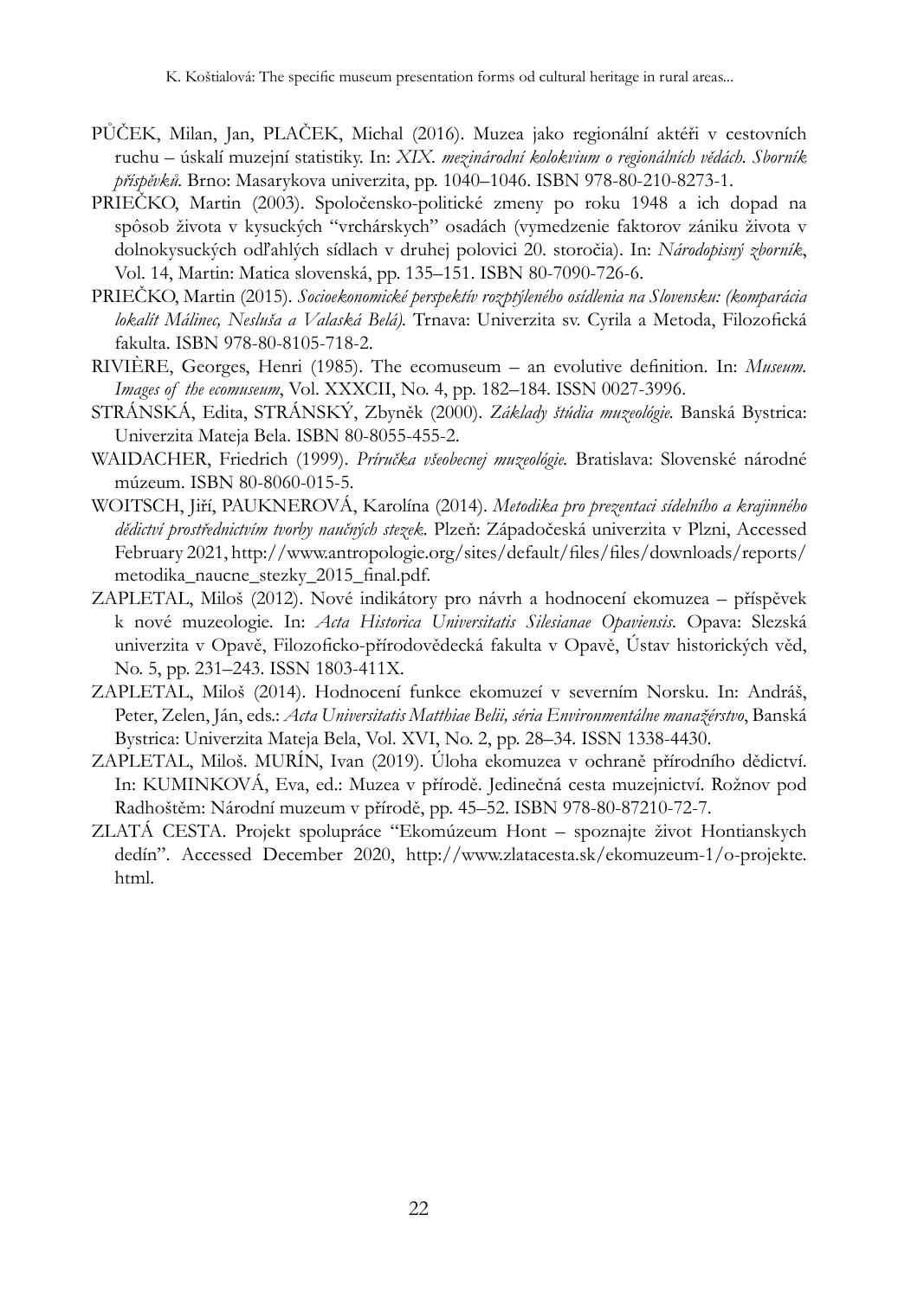PŮČEK, Milan, Jan, PLAČEK, Michal (2016). Muzea jako regionální aktéři v cestovních ruchu – úskalí muzejní statistiky. In: *XIX. mezinárodní kolokvium o regionálních vědách. Sborník příspěvků*. Brno: Masarykova univerzita, pp. 1040–1046. ISBN 978-80-210-8273-1.

PRIEČKO, Martin (2003). Spoločensko-politické zmeny po roku 1948 a ich dopad na spôsob života v kysuckých "vrchárskych" osadách (vymedzenie faktorov zániku života v dolnokysuckých odľahlých sídlach v druhej polovici 20. storočia). In: *Národopisný zborník*, Vol. 14, Martin: Matica slovenská, pp. 135–151. ISBN 80-7090-726-6.

PRIEČKO, Martin (2015). *Socioekonomické perspektív rozptýleného osídlenia na Slovensku: (komparácia lokalít Málinec, Nesluša a Valaská Belá)*. Trnava: Univerzita sv. Cyrila a Metoda, Filozofická fakulta. ISBN 978-80-8105-718-2.

RIVIÈRE, Georges, Henri (1985). The ecomuseum – an evolutive definition. In: *Museum. Images of the ecomuseum*, Vol. XXXCII, No. 4, pp. 182–184. ISSN 0027-3996.

STRÁNSKÁ, Edita, STRÁNSKÝ, Zbyněk (2000). *Základy štúdia muzeológie*. Banská Bystrica: Univerzita Mateja Bela. ISBN 80-8055-455-2.

WAIDACHER, Friedrich (1999). *Príručka všeobecnej muzeológie*. Bratislava: Slovenské národné múzeum. ISBN 80-8060-015-5.

WOITSCH, Jiří, PAUKNEROVÁ, Karolína (2014). *Metodika pro prezentaci sídelního a krajinného dědictví prostřednictvím tvorby naučných stezek*. Plzeň: Západočeská univerzita v Plzni, Accessed February 2021, http://www.antropologie.org/sites/default/files/files/downloads/reports/metodika_naucne_stezky_2015_final.pdf.

ZAPLETAL, Miloš (2012). Nové indikátory pro návrh a hodnocení ekomuzea – příspěvek k nové muzeologie. In: *Acta Historica Universitatis Silesianae Opaviensis*. Opava: Slezská univerzita v Opavě, Filozoficko-přírodovědecká fakulta v Opavě, Ústav historických věd, No. 5, pp. 231–243. ISSN 1803-411X.

ZAPLETAL, Miloš (2014). Hodnocení funkce ekomuzeí v severním Norsku. In: Andráš, Peter, Zelen, Ján, eds.: *Acta Universitatis Matthiae Belii, séria Environmentálne manažérstvo*, Banská Bystrica: Univerzita Mateja Bela, Vol. XVI, No. 2, pp. 28–34. ISSN 1338-4430.

ZAPLETAL, Miloš. MURÍN, Ivan (2019). Úloha ekomuzea v ochraně přírodního dědictví. In: KUMINKOVÁ, Eva, ed.: Muzea v přírodě. Jedinečná cesta muzejnictví. Rožnov pod Radhoštěm: Národní muzeum v přírodě, pp. 45–52. ISBN 978-80-87210-72-7.

ZLATÁ CESTA. Projekt spolupráce "Ekomúzeum Hont – spoznajte život Hontianskych dedín". Accessed December 2020, http://www.zlatacesta.sk/ekomuzeum-1/o-projekte.html.